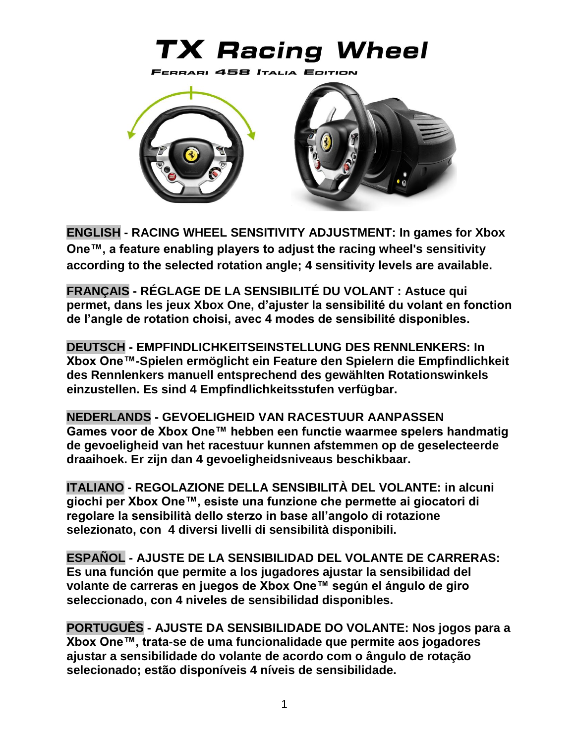# TX Racing Wheel

## Ferrari 458 Italia Edition

**ENGLISH - RACING WHEEL SENSITIVITY ADJUSTMENT: In games for Xbox One™, a feature enabling players to adjust the racing wheel's sensitivity according to the selected rotation angle; 4 sensitivity levels are available.**

**FRANÇAIS - RÉGLAGE DE LA SENSIBILITÉ DU VOLANT : Astuce qui permet, dans les jeux Xbox One, d'ajuster la sensibilité du volant en fonction de l'angle de rotation choisi, avec 4 modes de sensibilité disponibles.**

**DEUTSCH - EMPFINDLICHKEITSEINSTELLUNG DES RENNLENKERS: In Xbox One™-Spielen ermöglicht ein Feature den Spielern die Empfindlichkeit des Rennlenkers manuell entsprechend des gewählten Rotationswinkels einzustellen. Es sind 4 Empfindlichkeitsstufen verfügbar.**

**NEDERLANDS - GEVOELIGHEID VAN RACESTUUR AANPASSEN Games voor de Xbox One™ hebben een functie waarmee spelers handmatig de gevoeligheid van het racestuur kunnen afstemmen op de geselecteerde draaihoek. Er zijn dan 4 gevoeligheidsniveaus beschikbaar.**

**ITALIANO - REGOLAZIONE DELLA SENSIBILITÀ DEL VOLANTE: in alcuni giochi per Xbox One™, esiste una funzione che permette ai giocatori di regolare la sensibilità dello sterzo in base all'angolo di rotazione selezionato, con 4 diversi livelli di sensibilità disponibili.**

**ESPAÑOL - AJUSTE DE LA SENSIBILIDAD DEL VOLANTE DE CARRERAS: Es una función que permite a los jugadores ajustar la sensibilidad del volante de carreras en juegos de Xbox One™ según el ángulo de giro seleccionado, con 4 niveles de sensibilidad disponibles.**

**PORTUGUÊS - AJUSTE DA SENSIBILIDADE DO VOLANTE: Nos jogos para a Xbox One™, trata-se de uma funcionalidade que permite aos jogadores ajustar a sensibilidade do volante de acordo com o ângulo de rotação selecionado; estão disponíveis 4 níveis de sensibilidade.**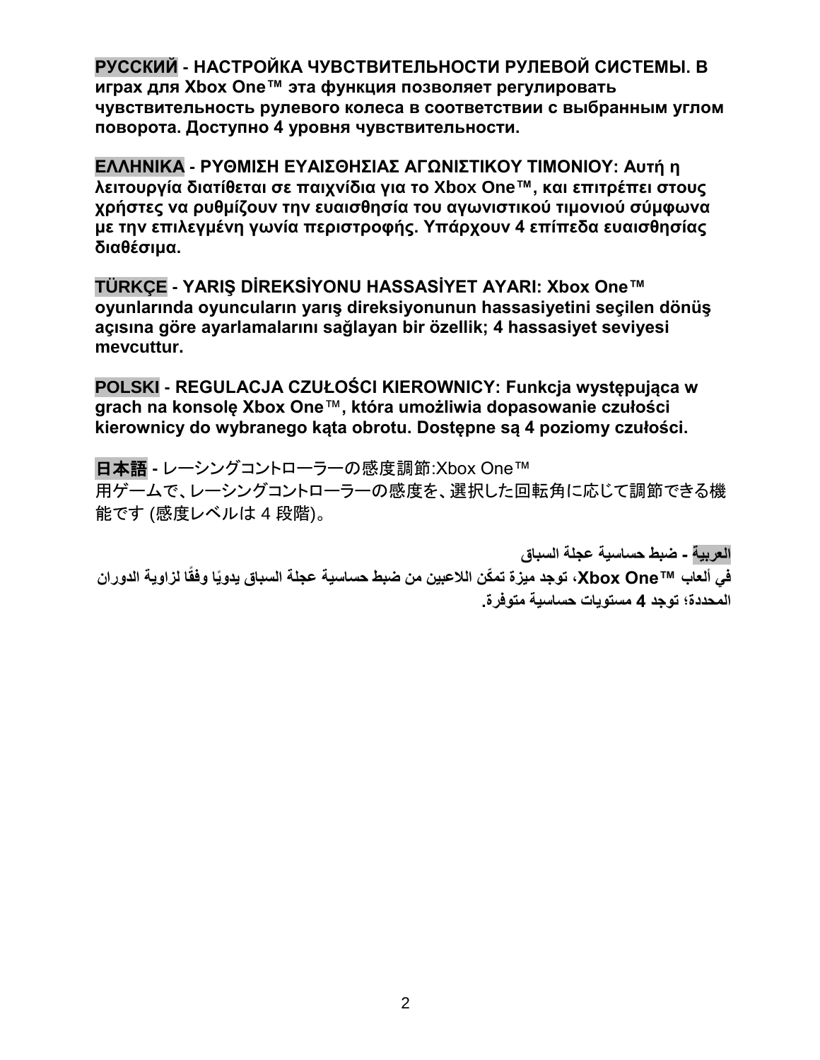**РУССКИЙ - НАСТРОЙКА ЧУВСТВИТЕЛЬНОСТИ РУЛЕВОЙ СИСТЕМЫ. В играх для Xbox One™ эта функция позволяет регулировать чувствительность рулевого колеса в соответствии с выбранным углом поворота. Доступно 4 уровня чувствительности.**

**ΕΛΛΗΝΙΚΑ - ΡΥΘΜΙΣΗ ΕΥΑΙΣΘΗΣΙΑΣ ΑΓΩΝΙΣΤΙΚΟΥ ΤΙΜΟΝΙΟΥ: Αυτή η λειτουργία διατίθεται σε παιχνίδια για το Xbox One™, και επιτρέπει στους χρήστες να ρυθμίζουν την ευαισθησία του αγωνιστικού τιμονιού σύμφωνα με την επιλεγμένη γωνία περιστροφής. Υπάρχουν 4 επίπεδα ευαισθησίας διαθέσιμα.**

**TÜRKÇE - YARIŞ DİREKSİYONU HASSASİYET AYARI: Xbox One™ oyunlarında oyuncuların yarış direksiyonunun hassasiyetini seçilen dönüş açısına göre ayarlamalarını sağlayan bir özellik; 4 hassasiyet seviyesi mevcuttur.**

**POLSKI - REGULACJA CZUŁOŚCI KIEROWNICY: Funkcja występująca w grach na konsolę Xbox One™, która umożliwia dopasowanie czułości kierownicy do wybranego kąta obrotu. Dostępne są 4 poziomy czułości.**

**日本語** - レーシングコントローラーの感度調節:Xbox One™ 用ゲームで、レーシングコントローラーの感度を、選択した回転角に応じて調節できる機能です (感度レベルは 4 段階)。

**العربية - ضبط حساسية عجلة السباق**

**في ألعاب ™Xbox One، توجد ميزة تمكّن اللاعبين من ضبط حساسية عجلة السباق يدويًا وفقًا لزاوية الدوران المحددة؛ توجد 4 مستويات حساسية متوفرة.**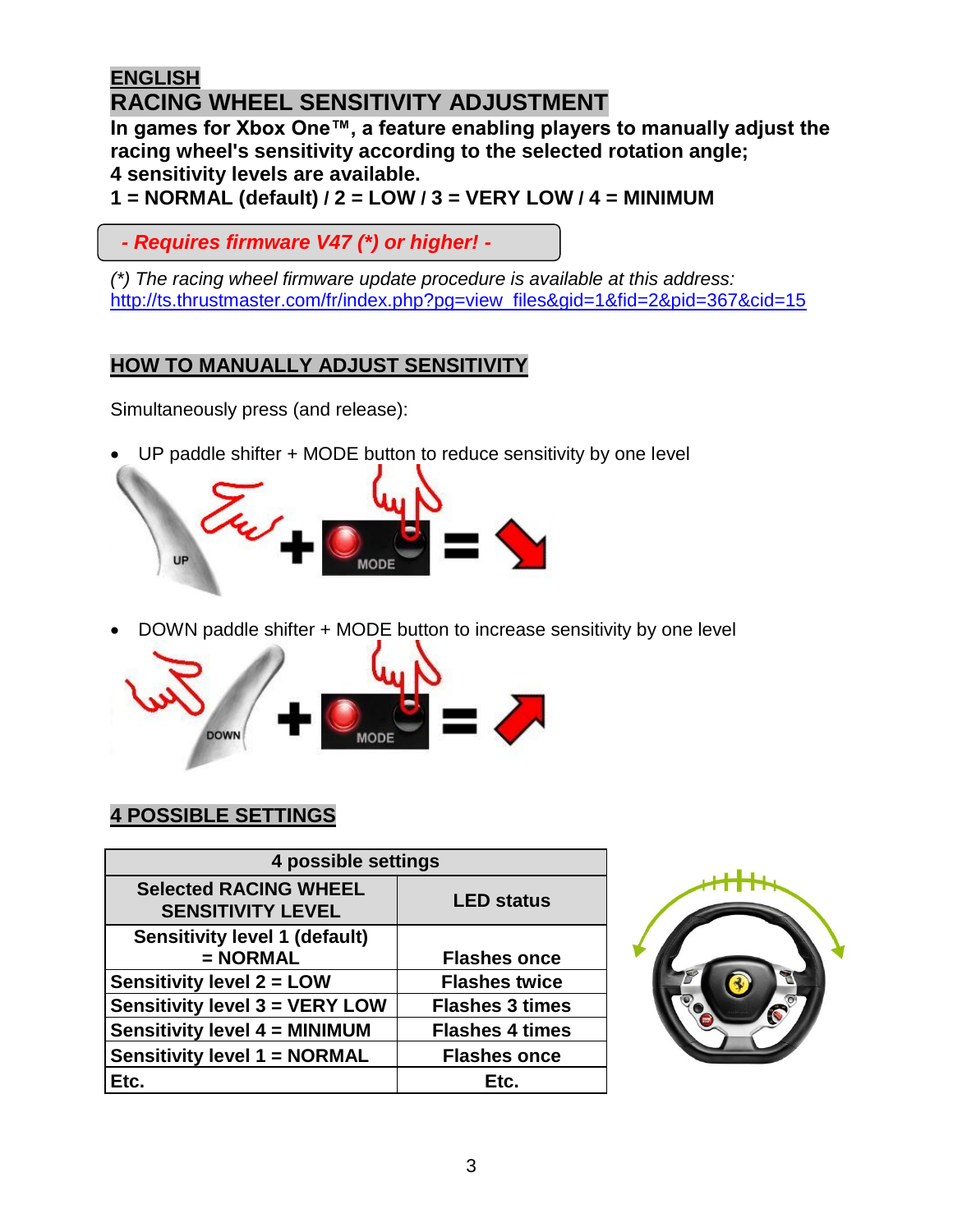## ENGLISH

## RACING WHEEL SENSITIVITY ADJUSTMENT

**In games for Xbox One™, a feature enabling players to manually adjust the racing wheel's sensitivity according to the selected rotation angle;**
**4 sensitivity levels are available.**
**1 = NORMAL (default) / 2 = LOW / 3 = VERY LOW / 4 = MINIMUM**

***- Requires firmware V47 (*) or higher! -***

*(*) The racing wheel firmware update procedure is available at this address:*
http://ts.thrustmaster.com/fr/index.php?pg=view_files&gid=1&fid=2&pid=367&cid=15

### HOW TO MANUALLY ADJUST SENSITIVITY

Simultaneously press (and release):

- UP paddle shifter + MODE button to reduce sensitivity by one level
- DOWN paddle shifter + MODE button to increase sensitivity by one level

### 4 POSSIBLE SETTINGS

| 4 possible settings | |
|---|---|
| **Selected RACING WHEEL SENSITIVITY LEVEL** | **LED status** |
| **Sensitivity level 1 (default) = NORMAL** | **Flashes once** |
| **Sensitivity level 2 = LOW** | **Flashes twice** |
| **Sensitivity level 3 = VERY LOW** | **Flashes 3 times** |
| **Sensitivity level 4 = MINIMUM** | **Flashes 4 times** |
| **Sensitivity level 1 = NORMAL** | **Flashes once** |
| **Etc.** | **Etc.** |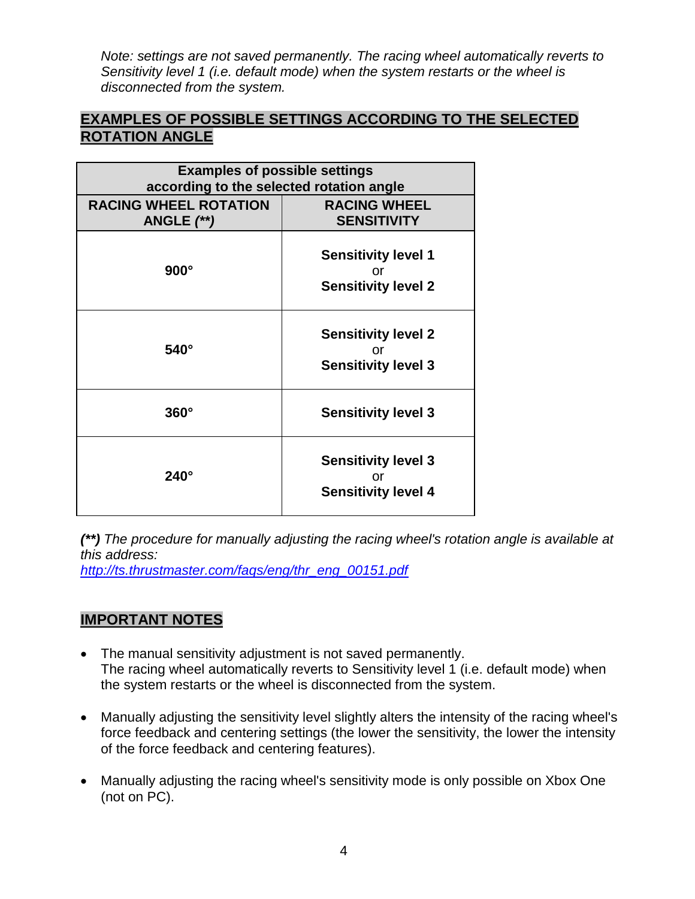*Note: settings are not saved permanently. The racing wheel automatically reverts to Sensitivity level 1 (i.e. default mode) when the system restarts or the wheel is disconnected from the system.*

## EXAMPLES OF POSSIBLE SETTINGS ACCORDING TO THE SELECTED ROTATION ANGLE

| Examples of possible settings according to the selected rotation angle | |
|---|---|
| **RACING WHEEL ROTATION ANGLE *(\*\*)*** | **RACING WHEEL SENSITIVITY** |
| **900°** | **Sensitivity level 1** or **Sensitivity level 2** |
| **540°** | **Sensitivity level 2** or **Sensitivity level 3** |
| **360°** | **Sensitivity level 3** |
| **240°** | **Sensitivity level 3** or **Sensitivity level 4** |

***(\*\*)*** *The procedure for manually adjusting the racing wheel's rotation angle is available at this address:*
*[http://ts.thrustmaster.com/faqs/eng/thr_eng_00151.pdf](http://ts.thrustmaster.com/faqs/eng/thr_eng_00151.pdf)*

## IMPORTANT NOTES

- The manual sensitivity adjustment is not saved permanently.
  The racing wheel automatically reverts to Sensitivity level 1 (i.e. default mode) when the system restarts or the wheel is disconnected from the system.
- Manually adjusting the sensitivity level slightly alters the intensity of the racing wheel's force feedback and centering settings (the lower the sensitivity, the lower the intensity of the force feedback and centering features).
- Manually adjusting the racing wheel's sensitivity mode is only possible on Xbox One (not on PC).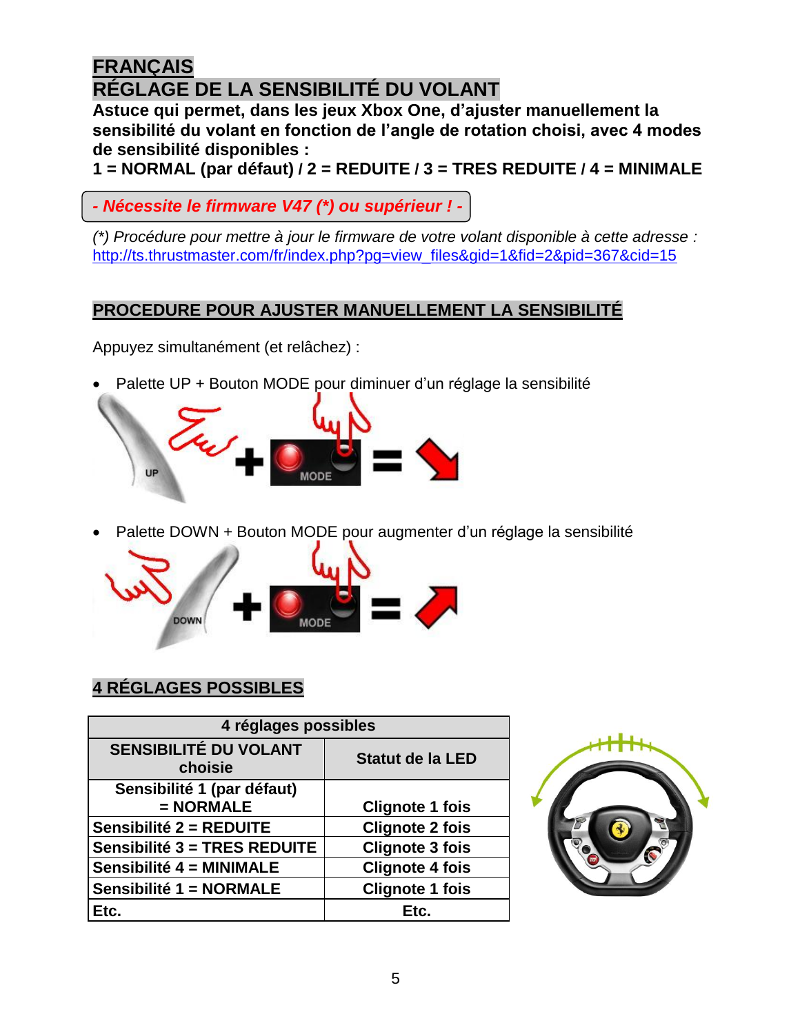# FRANÇAIS

## RÉGLAGE DE LA SENSIBILITÉ DU VOLANT

**Astuce qui permet, dans les jeux Xbox One, d'ajuster manuellement la sensibilité du volant en fonction de l'angle de rotation choisi, avec 4 modes de sensibilité disponibles :**

**1 = NORMAL (par défaut) / 2 = REDUITE / 3 = TRES REDUITE / 4 = MINIMALE**

***- Nécessite le firmware V47 (*) ou supérieur ! -***

*(*) Procédure pour mettre à jour le firmware de votre volant disponible à cette adresse :*
http://ts.thrustmaster.com/fr/index.php?pg=view_files&gid=1&fid=2&pid=367&cid=15

## PROCEDURE POUR AJUSTER MANUELLEMENT LA SENSIBILITÉ

Appuyez simultanément (et relâchez) :

- Palette UP + Bouton MODE pour diminuer d'un réglage la sensibilité

- Palette DOWN + Bouton MODE pour augmenter d'un réglage la sensibilité

## 4 RÉGLAGES POSSIBLES

| 4 réglages possibles | |
|---|---|
| **SENSIBILITÉ DU VOLANT choisie** | **Statut de la LED** |
| **Sensibilité 1 (par défaut) = NORMALE** | **Clignote 1 fois** |
| **Sensibilité 2 = REDUITE** | **Clignote 2 fois** |
| **Sensibilité 3 = TRES REDUITE** | **Clignote 3 fois** |
| **Sensibilité 4 = MINIMALE** | **Clignote 4 fois** |
| **Sensibilité 1 = NORMALE** | **Clignote 1 fois** |
| **Etc.** | **Etc.** |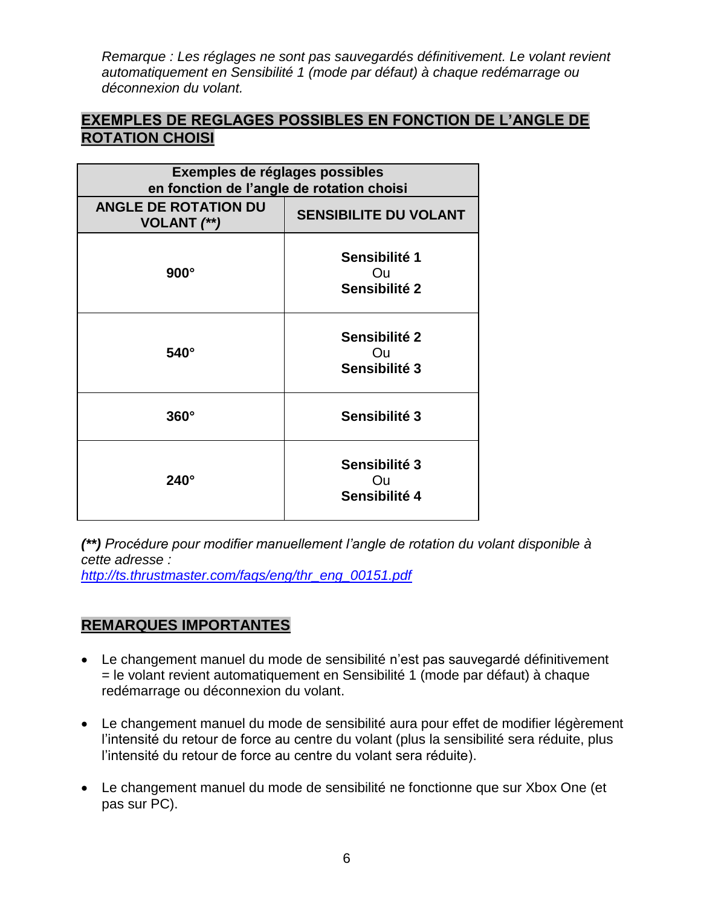*Remarque : Les réglages ne sont pas sauvegardés définitivement. Le volant revient automatiquement en Sensibilité 1 (mode par défaut) à chaque redémarrage ou déconnexion du volant.*

## EXEMPLES DE REGLAGES POSSIBLES EN FONCTION DE L'ANGLE DE ROTATION CHOISI

| **Exemples de réglages possibles en fonction de l'angle de rotation choisi** | |
|---|---|
| **ANGLE DE ROTATION DU VOLANT *(\*\*)*** | **SENSIBILITE DU VOLANT** |
| **900°** | **Sensibilité 1** Ou **Sensibilité 2** |
| **540°** | **Sensibilité 2** Ou **Sensibilité 3** |
| **360°** | **Sensibilité 3** |
| **240°** | **Sensibilité 3** Ou **Sensibilité 4** |

***(\*\*)*** *Procédure pour modifier manuellement l'angle de rotation du volant disponible à cette adresse :*
*http://ts.thrustmaster.com/faqs/eng/thr_eng_00151.pdf*

## REMARQUES IMPORTANTES

- Le changement manuel du mode de sensibilité n'est pas sauvegardé définitivement = le volant revient automatiquement en Sensibilité 1 (mode par défaut) à chaque redémarrage ou déconnexion du volant.
- Le changement manuel du mode de sensibilité aura pour effet de modifier légèrement l'intensité du retour de force au centre du volant (plus la sensibilité sera réduite, plus l'intensité du retour de force au centre du volant sera réduite).
- Le changement manuel du mode de sensibilité ne fonctionne que sur Xbox One (et pas sur PC).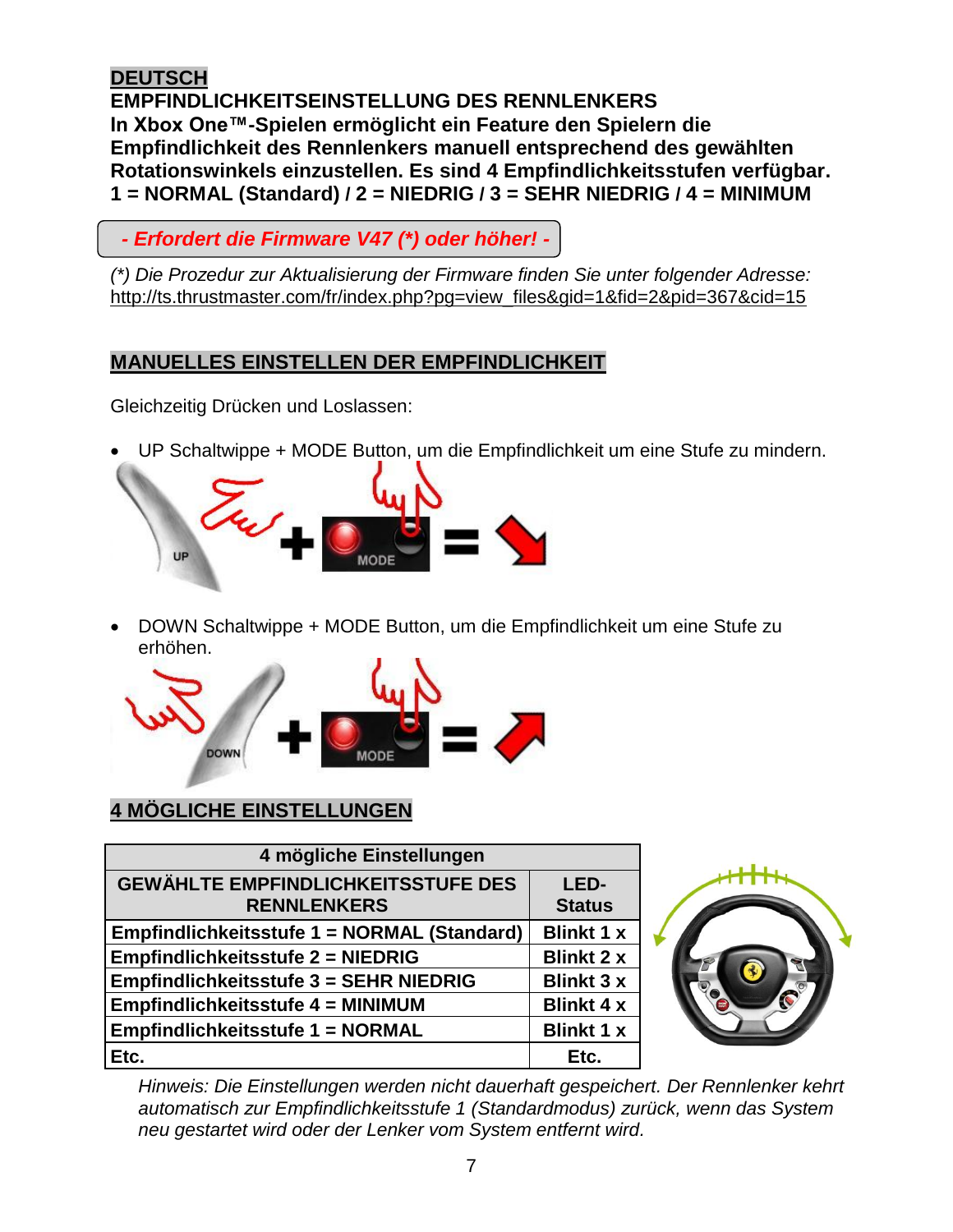**DEUTSCH**

**EMPFINDLICHKEITSEINSTELLUNG DES RENNLENKERS**

**In Xbox One™-Spielen ermöglicht ein Feature den Spielern die Empfindlichkeit des Rennlenkers manuell entsprechend des gewählten Rotationswinkels einzustellen. Es sind 4 Empfindlichkeitsstufen verfügbar. 1 = NORMAL (Standard) / 2 = NIEDRIG / 3 = SEHR NIEDRIG / 4 = MINIMUM**

***- Erfordert die Firmware V47 (\*) oder höher! -***

*(\*) Die Prozedur zur Aktualisierung der Firmware finden Sie unter folgender Adresse:*
http://ts.thrustmaster.com/fr/index.php?pg=view_files&gid=1&fid=2&pid=367&cid=15

## MANUELLES EINSTELLEN DER EMPFINDLICHKEIT

Gleichzeitig Drücken und Loslassen:

- UP Schaltwippe + MODE Button, um die Empfindlichkeit um eine Stufe zu mindern.

- DOWN Schaltwippe + MODE Button, um die Empfindlichkeit um eine Stufe zu erhöhen.

## 4 MÖGLICHE EINSTELLUNGEN

| 4 mögliche Einstellungen | |
|---|---|
| **GEWÄHLTE EMPFINDLICHKEITSSTUFE DES RENNLENKERS** | **LED-Status** |
| **Empfindlichkeitsstufe 1 = NORMAL (Standard)** | **Blinkt 1 x** |
| **Empfindlichkeitsstufe 2 = NIEDRIG** | **Blinkt 2 x** |
| **Empfindlichkeitsstufe 3 = SEHR NIEDRIG** | **Blinkt 3 x** |
| **Empfindlichkeitsstufe 4 = MINIMUM** | **Blinkt 4 x** |
| **Empfindlichkeitsstufe 1 = NORMAL** | **Blinkt 1 x** |
| **Etc.** | **Etc.** |

*Hinweis: Die Einstellungen werden nicht dauerhaft gespeichert. Der Rennlenker kehrt automatisch zur Empfindlichkeitsstufe 1 (Standardmodus) zurück, wenn das System neu gestartet wird oder der Lenker vom System entfernt wird.*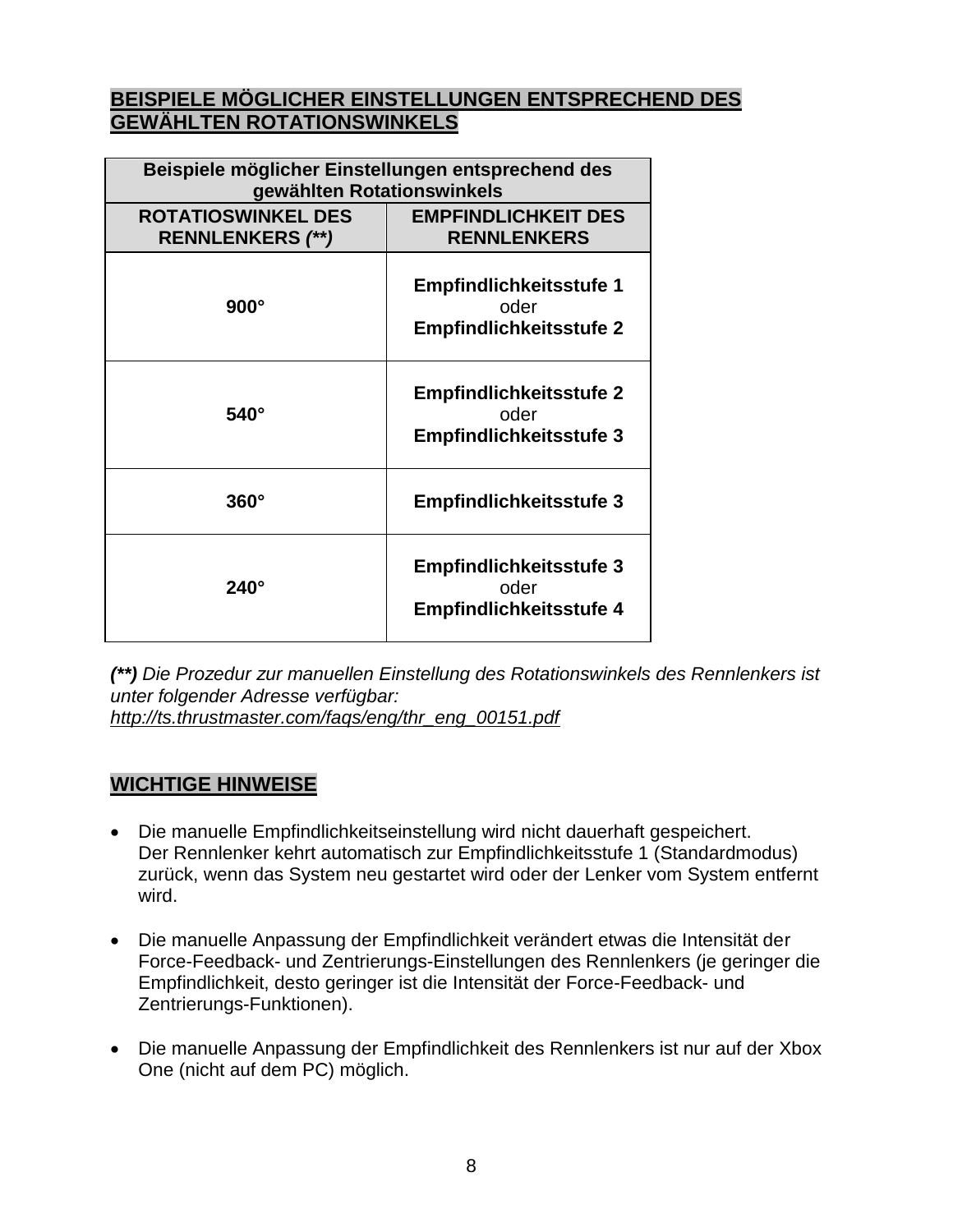## BEISPIELE MÖGLICHER EINSTELLUNGEN ENTSPRECHEND DES GEWÄHLTEN ROTATIONSWINKELS

| Beispiele möglicher Einstellungen entsprechend des gewählten Rotationswinkels | |
|---|---|
| **ROTATIOSWINKEL DES RENNLENKERS *(**)*** | **EMPFINDLICHKEIT DES RENNLENKERS** |
| **900°** | **Empfindlichkeitsstufe 1** oder **Empfindlichkeitsstufe 2** |
| **540°** | **Empfindlichkeitsstufe 2** oder **Empfindlichkeitsstufe 3** |
| **360°** | **Empfindlichkeitsstufe 3** |
| **240°** | **Empfindlichkeitsstufe 3** oder **Empfindlichkeitsstufe 4** |

***(**)*** *Die Prozedur zur manuellen Einstellung des Rotationswinkels des Rennlenkers ist unter folgender Adresse verfügbar:*
*http://ts.thrustmaster.com/faqs/eng/thr_eng_00151.pdf*

## WICHTIGE HINWEISE

- Die manuelle Empfindlichkeitseinstellung wird nicht dauerhaft gespeichert.
  Der Rennlenker kehrt automatisch zur Empfindlichkeitsstufe 1 (Standardmodus) zurück, wenn das System neu gestartet wird oder der Lenker vom System entfernt wird.

- Die manuelle Anpassung der Empfindlichkeit verändert etwas die Intensität der Force-Feedback- und Zentrierungs-Einstellungen des Rennlenkers (je geringer die Empfindlichkeit, desto geringer ist die Intensität der Force-Feedback- und Zentrierungs-Funktionen).

- Die manuelle Anpassung der Empfindlichkeit des Rennlenkers ist nur auf der Xbox One (nicht auf dem PC) möglich.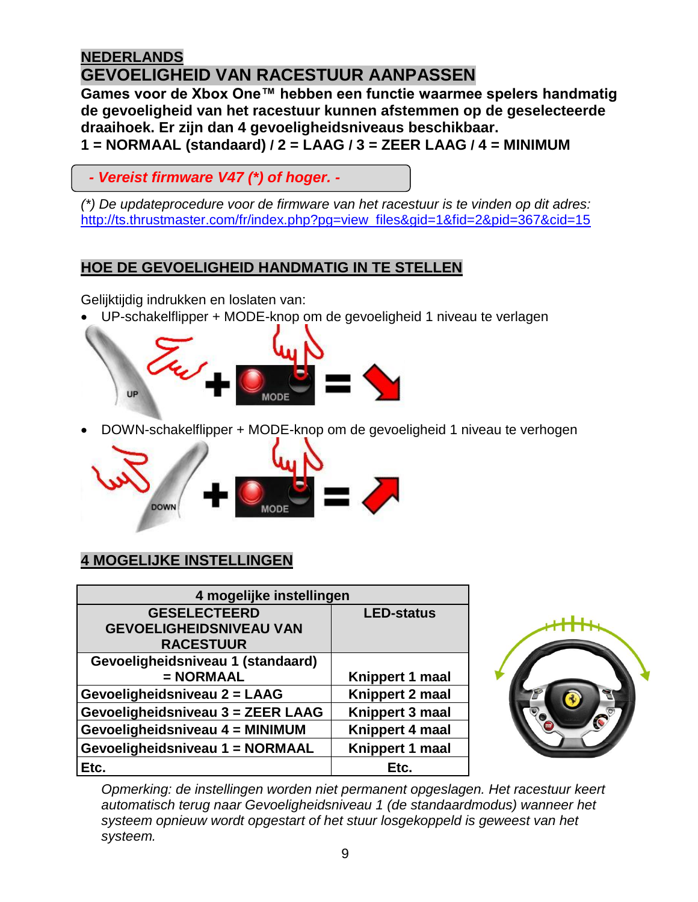## NEDERLANDS

# GEVOELIGHEID VAN RACESTUUR AANPASSEN

**Games voor de Xbox One™ hebben een functie waarmee spelers handmatig de gevoeligheid van het racestuur kunnen afstemmen op de geselecteerde draaihoek. Er zijn dan 4 gevoeligheidsniveaus beschikbaar.**
**1 = NORMAAL (standaard) / 2 = LAAG / 3 = ZEER LAAG / 4 = MINIMUM**

***- Vereist firmware V47 (*) of hoger. -***

*(*) De updateprocedure voor de firmware van het racestuur is te vinden op dit adres:*
http://ts.thrustmaster.com/fr/index.php?pg=view_files&gid=1&fid=2&pid=367&cid=15

## HOE DE GEVOELIGHEID HANDMATIG IN TE STELLEN

Gelijktijdig indrukken en loslaten van:

- UP-schakelflipper + MODE-knop om de gevoeligheid 1 niveau te verlagen
- DOWN-schakelflipper + MODE-knop om de gevoeligheid 1 niveau te verhogen

## 4 MOGELIJKE INSTELLINGEN

| 4 mogelijke instellingen | |
|---|---|
| **GESELECTEERD GEVOELIGHEIDSNIVEAU VAN RACESTUUR** | **LED-status** |
| **Gevoeligheidsniveau 1 (standaard) = NORMAAL** | **Knippert 1 maal** |
| **Gevoeligheidsniveau 2 = LAAG** | **Knippert 2 maal** |
| **Gevoeligheidsniveau 3 = ZEER LAAG** | **Knippert 3 maal** |
| **Gevoeligheidsniveau 4 = MINIMUM** | **Knippert 4 maal** |
| **Gevoeligheidsniveau 1 = NORMAAL** | **Knippert 1 maal** |
| **Etc.** | **Etc.** |

*Opmerking: de instellingen worden niet permanent opgeslagen. Het racestuur keert automatisch terug naar Gevoeligheidsniveau 1 (de standaardmodus) wanneer het systeem opnieuw wordt opgestart of het stuur losgekoppeld is geweest van het systeem.*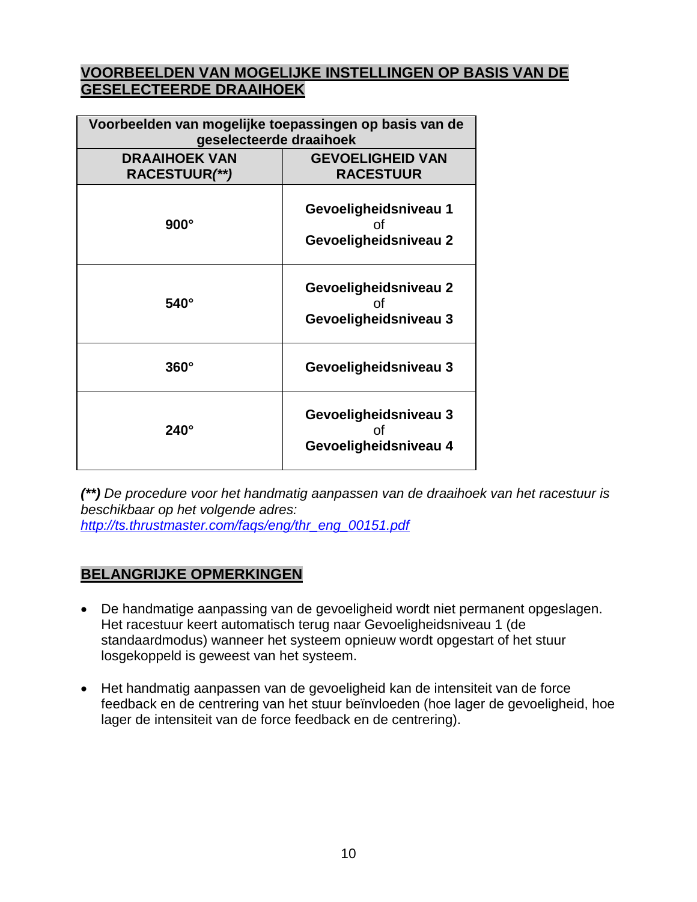## VOORBEELDEN VAN MOGELIJKE INSTELLINGEN OP BASIS VAN DE GESELECTEERDE DRAAIHOEK

| **Voorbeelden van mogelijke toepassingen op basis van de geselecteerde draaihoek** | |
|---|---|
| **DRAAIHOEK VAN RACESTUUR*(**)*** | **GEVOELIGHEID VAN RACESTUUR** |
| **900°** | **Gevoeligheidsniveau 1** of **Gevoeligheidsniveau 2** |
| **540°** | **Gevoeligheidsniveau 2** of **Gevoeligheidsniveau 3** |
| **360°** | **Gevoeligheidsniveau 3** |
| **240°** | **Gevoeligheidsniveau 3** of **Gevoeligheidsniveau 4** |

***(**)*** *De procedure voor het handmatig aanpassen van de draaihoek van het racestuur is beschikbaar op het volgende adres:*
*http://ts.thrustmaster.com/faqs/eng/thr_eng_00151.pdf*

## BELANGRIJKE OPMERKINGEN

- De handmatige aanpassing van de gevoeligheid wordt niet permanent opgeslagen. Het racestuur keert automatisch terug naar Gevoeligheidsniveau 1 (de standaardmodus) wanneer het systeem opnieuw wordt opgestart of het stuur losgekoppeld is geweest van het systeem.

- Het handmatig aanpassen van de gevoeligheid kan de intensiteit van de force feedback en de centrering van het stuur beïnvloeden (hoe lager de gevoeligheid, hoe lager de intensiteit van de force feedback en de centrering).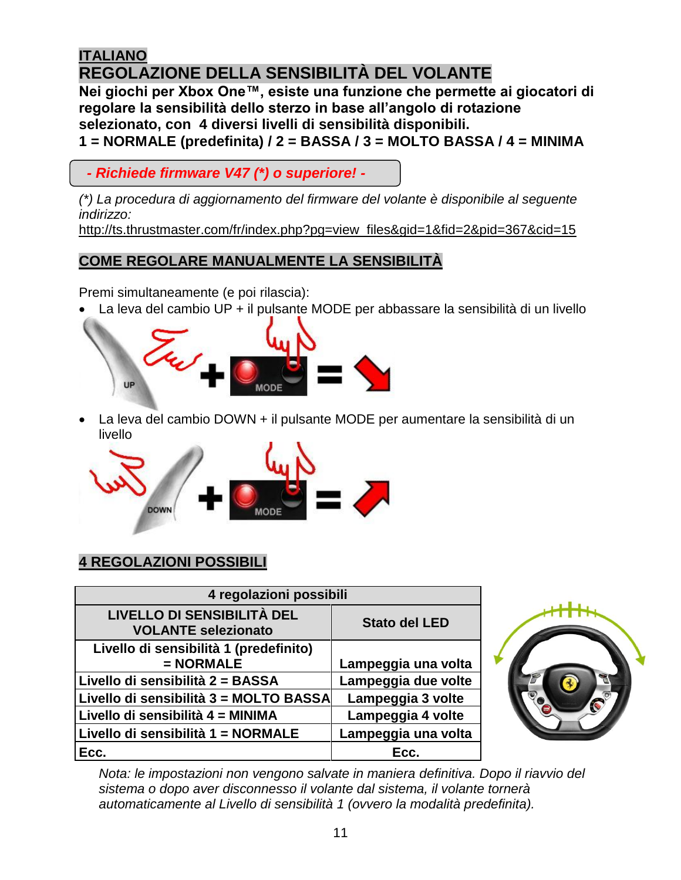**ITALIANO**

## REGOLAZIONE DELLA SENSIBILITÀ DEL VOLANTE

**Nei giochi per Xbox One™, esiste una funzione che permette ai giocatori di regolare la sensibilità dello sterzo in base all'angolo di rotazione selezionato, con 4 diversi livelli di sensibilità disponibili.**

**1 = NORMALE (predefinita) / 2 = BASSA / 3 = MOLTO BASSA / 4 = MINIMA**

***- Richiede firmware V47 (*) o superiore! -***

*(*) La procedura di aggiornamento del firmware del volante è disponibile al seguente indirizzo:*
http://ts.thrustmaster.com/fr/index.php?pg=view_files&gid=1&fid=2&pid=367&cid=15

## COME REGOLARE MANUALMENTE LA SENSIBILITÀ

Premi simultaneamente (e poi rilascia):

- La leva del cambio UP + il pulsante MODE per abbassare la sensibilità di un livello
- La leva del cambio DOWN + il pulsante MODE per aumentare la sensibilità di un livello

## 4 REGOLAZIONI POSSIBILI

| 4 regolazioni possibili | |
|---|---|
| **LIVELLO DI SENSIBILITÀ DEL VOLANTE selezionato** | **Stato del LED** |
| **Livello di sensibilità 1 (predefinito) = NORMALE** | **Lampeggia una volta** |
| **Livello di sensibilità 2 = BASSA** | **Lampeggia due volte** |
| **Livello di sensibilità 3 = MOLTO BASSA** | **Lampeggia 3 volte** |
| **Livello di sensibilità 4 = MINIMA** | **Lampeggia 4 volte** |
| **Livello di sensibilità 1 = NORMALE** | **Lampeggia una volta** |
| **Ecc.** | **Ecc.** |

*Nota: le impostazioni non vengono salvate in maniera definitiva. Dopo il riavvio del sistema o dopo aver disconnesso il volante dal sistema, il volante tornerà automaticamente al Livello di sensibilità 1 (ovvero la modalità predefinita).*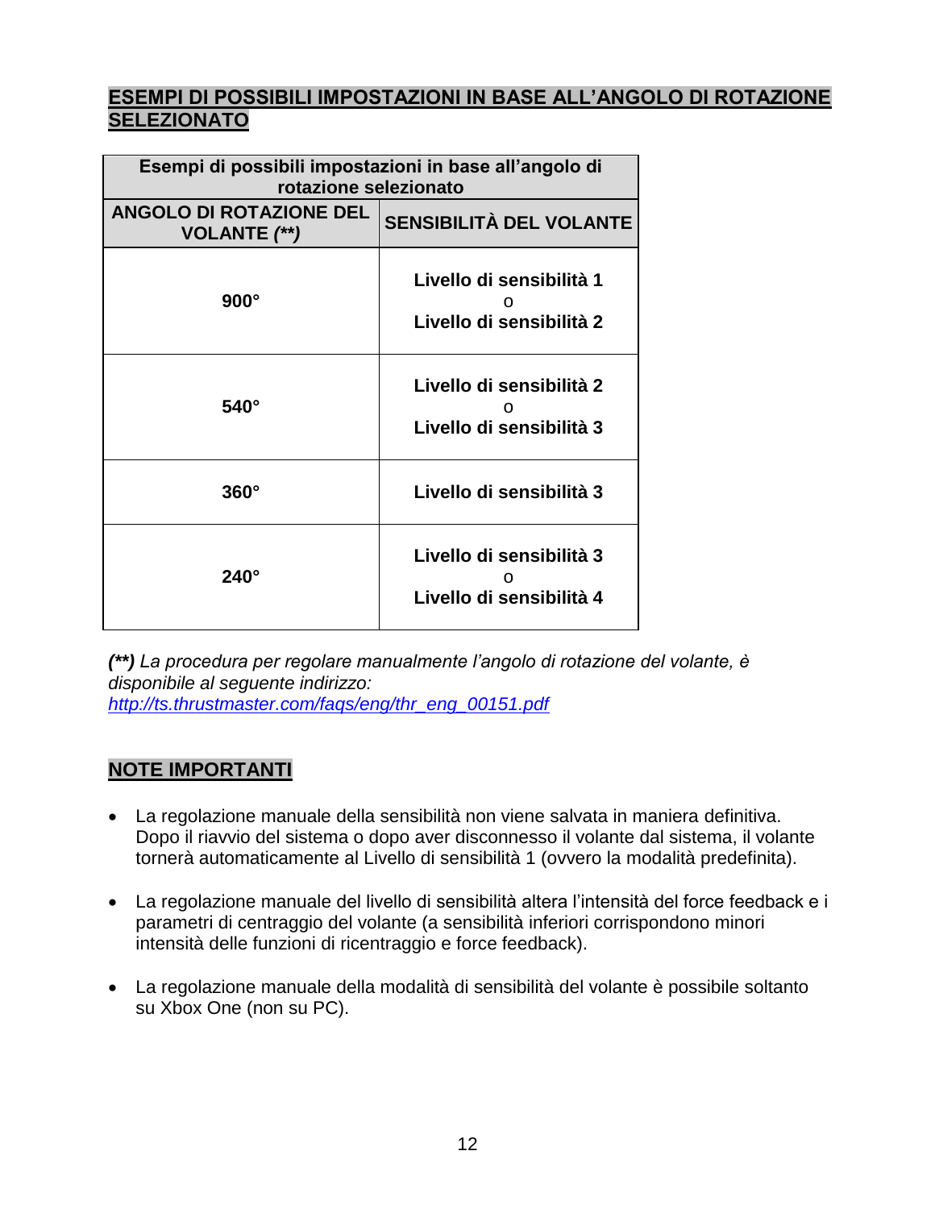## ESEMPI DI POSSIBILI IMPOSTAZIONI IN BASE ALL'ANGOLO DI ROTAZIONE SELEZIONATO

| Esempi di possibili impostazioni in base all'angolo di rotazione selezionato | |
|---|---|
| **ANGOLO DI ROTAZIONE DEL VOLANTE *(\*\*)*** | **SENSIBILITÀ DEL VOLANTE** |
| **900°** | **Livello di sensibilità 1** o **Livello di sensibilità 2** |
| **540°** | **Livello di sensibilità 2** o **Livello di sensibilità 3** |
| **360°** | **Livello di sensibilità 3** |
| **240°** | **Livello di sensibilità 3** o **Livello di sensibilità 4** |

***(\*\*)*** *La procedura per regolare manualmente l'angolo di rotazione del volante, è disponibile al seguente indirizzo:*
*http://ts.thrustmaster.com/faqs/eng/thr_eng_00151.pdf*

## NOTE IMPORTANTI

- La regolazione manuale della sensibilità non viene salvata in maniera definitiva. Dopo il riavvio del sistema o dopo aver disconnesso il volante dal sistema, il volante tornerà automaticamente al Livello di sensibilità 1 (ovvero la modalità predefinita).
- La regolazione manuale del livello di sensibilità altera l'intensità del force feedback e i parametri di centraggio del volante (a sensibilità inferiori corrispondono minori intensità delle funzioni di ricentraggio e force feedback).
- La regolazione manuale della modalità di sensibilità del volante è possibile soltanto su Xbox One (non su PC).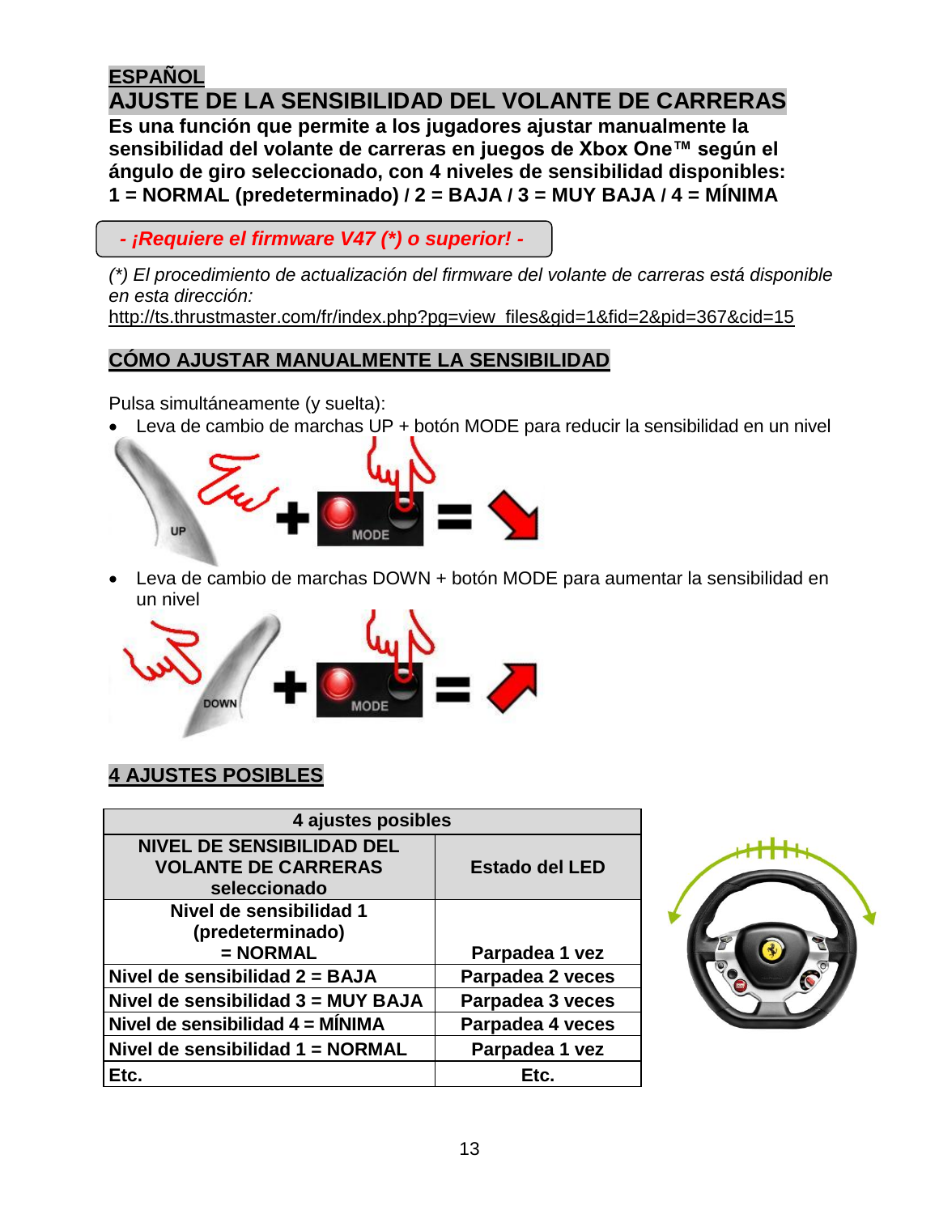## ESPAÑOL

# AJUSTE DE LA SENSIBILIDAD DEL VOLANTE DE CARRERAS

**Es una función que permite a los jugadores ajustar manualmente la sensibilidad del volante de carreras en juegos de Xbox One™ según el ángulo de giro seleccionado, con 4 niveles de sensibilidad disponibles:**
**1 = NORMAL (predeterminado) / 2 = BAJA / 3 = MUY BAJA / 4 = MÍNIMA**

***- ¡Requiere el firmware V47 (\*) o superior! -***

*(\*) El procedimiento de actualización del firmware del volante de carreras está disponible en esta dirección:*
http://ts.thrustmaster.com/fr/index.php?pg=view_files&gid=1&fid=2&pid=367&cid=15

## CÓMO AJUSTAR MANUALMENTE LA SENSIBILIDAD

Pulsa simultáneamente (y suelta):

- Leva de cambio de marchas UP + botón MODE para reducir la sensibilidad en un nivel
- Leva de cambio de marchas DOWN + botón MODE para aumentar la sensibilidad en un nivel

## 4 AJUSTES POSIBLES

| 4 ajustes posibles | |
|---|---|
| **NIVEL DE SENSIBILIDAD DEL VOLANTE DE CARRERAS seleccionado** | **Estado del LED** |
| **Nivel de sensibilidad 1 (predeterminado) = NORMAL** | **Parpadea 1 vez** |
| **Nivel de sensibilidad 2 = BAJA** | **Parpadea 2 veces** |
| **Nivel de sensibilidad 3 = MUY BAJA** | **Parpadea 3 veces** |
| **Nivel de sensibilidad 4 = MÍNIMA** | **Parpadea 4 veces** |
| **Nivel de sensibilidad 1 = NORMAL** | **Parpadea 1 vez** |
| **Etc.** | **Etc.** |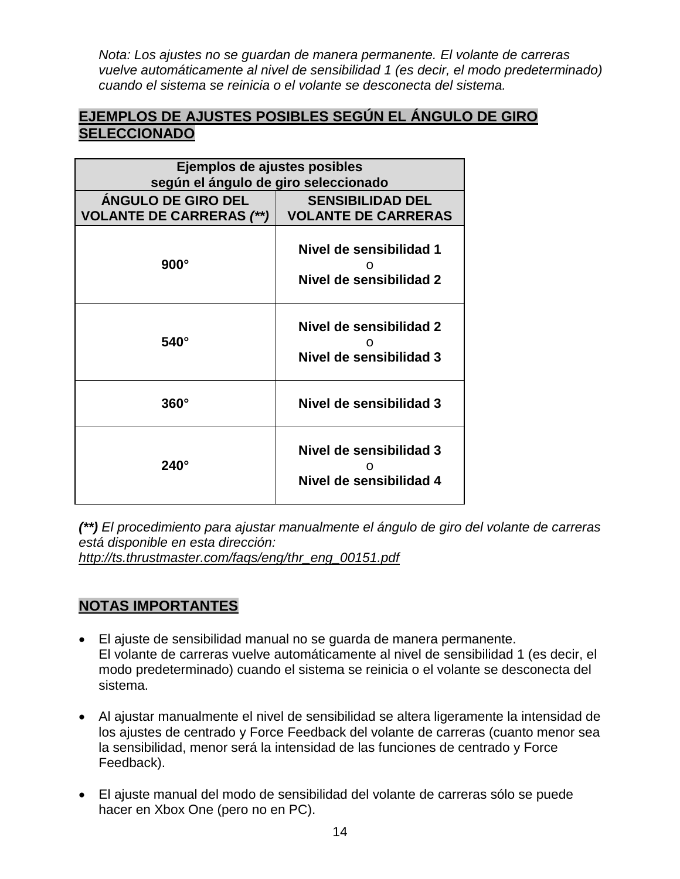*Nota: Los ajustes no se guardan de manera permanente. El volante de carreras vuelve automáticamente al nivel de sensibilidad 1 (es decir, el modo predeterminado) cuando el sistema se reinicia o el volante se desconecta del sistema.*

## EJEMPLOS DE AJUSTES POSIBLES SEGÚN EL ÁNGULO DE GIRO SELECCIONADO

| **Ejemplos de ajustes posibles según el ángulo de giro seleccionado** | |
|---|---|
| **ÁNGULO DE GIRO DEL VOLANTE DE CARRERAS *(**)*** | **SENSIBILIDAD DEL VOLANTE DE CARRERAS** |
| **900°** | **Nivel de sensibilidad 1** o **Nivel de sensibilidad 2** |
| **540°** | **Nivel de sensibilidad 2** o **Nivel de sensibilidad 3** |
| **360°** | **Nivel de sensibilidad 3** |
| **240°** | **Nivel de sensibilidad 3** o **Nivel de sensibilidad 4** |

***(**)*** *El procedimiento para ajustar manualmente el ángulo de giro del volante de carreras está disponible en esta dirección:*
*http://ts.thrustmaster.com/faqs/eng/thr_eng_00151.pdf*

## NOTAS IMPORTANTES

- El ajuste de sensibilidad manual no se guarda de manera permanente.
  El volante de carreras vuelve automáticamente al nivel de sensibilidad 1 (es decir, el modo predeterminado) cuando el sistema se reinicia o el volante se desconecta del sistema.

- Al ajustar manualmente el nivel de sensibilidad se altera ligeramente la intensidad de los ajustes de centrado y Force Feedback del volante de carreras (cuanto menor sea la sensibilidad, menor será la intensidad de las funciones de centrado y Force Feedback).

- El ajuste manual del modo de sensibilidad del volante de carreras sólo se puede hacer en Xbox One (pero no en PC).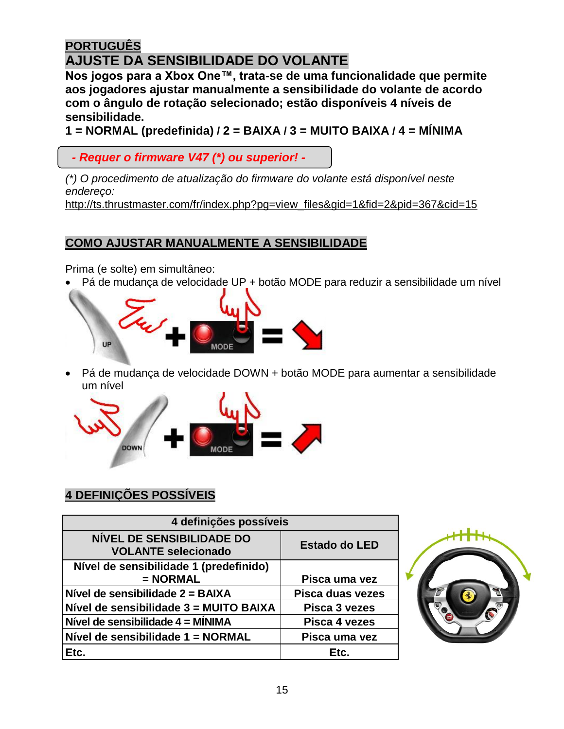## PORTUGUÊS

# AJUSTE DA SENSIBILIDADE DO VOLANTE

**Nos jogos para a Xbox One™, trata-se de uma funcionalidade que permite aos jogadores ajustar manualmente a sensibilidade do volante de acordo com o ângulo de rotação selecionado; estão disponíveis 4 níveis de sensibilidade.**

**1 = NORMAL (predefinida) / 2 = BAIXA / 3 = MUITO BAIXA / 4 = MÍNIMA**

***- Requer o firmware V47 (*) ou superior! -***

*(*) O procedimento de atualização do firmware do volante está disponível neste endereço:*
http://ts.thrustmaster.com/fr/index.php?pg=view_files&gid=1&fid=2&pid=367&cid=15

## COMO AJUSTAR MANUALMENTE A SENSIBILIDADE

Prima (e solte) em simultâneo:

- Pá de mudança de velocidade UP + botão MODE para reduzir a sensibilidade um nível

UP + MODE =

- Pá de mudança de velocidade DOWN + botão MODE para aumentar a sensibilidade um nível

DOWN + MODE =

## 4 DEFINIÇÕES POSSÍVEIS

| 4 definições possíveis | |
|---|---|
| **NÍVEL DE SENSIBILIDADE DO VOLANTE selecionado** | **Estado do LED** |
| **Nível de sensibilidade 1 (predefinido) = NORMAL** | **Pisca uma vez** |
| **Nível de sensibilidade 2 = BAIXA** | **Pisca duas vezes** |
| **Nível de sensibilidade 3 = MUITO BAIXA** | **Pisca 3 vezes** |
| **Nível de sensibilidade 4 = MÍNIMA** | **Pisca 4 vezes** |
| **Nível de sensibilidade 1 = NORMAL** | **Pisca uma vez** |
| **Etc.** | **Etc.** |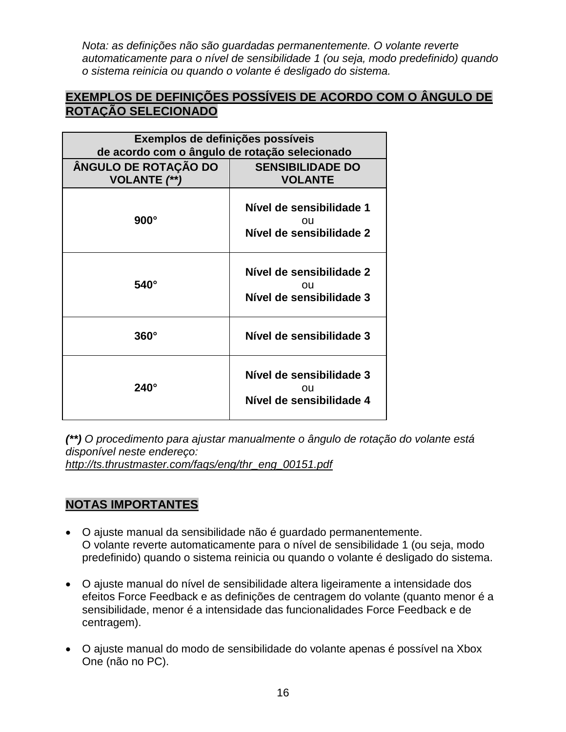*Nota: as definições não são guardadas permanentemente. O volante reverte automaticamente para o nível de sensibilidade 1 (ou seja, modo predefinido) quando o sistema reinicia ou quando o volante é desligado do sistema.*

## EXEMPLOS DE DEFINIÇÕES POSSÍVEIS DE ACORDO COM O ÂNGULO DE ROTAÇÃO SELECIONADO

| Exemplos de definições possíveis de acordo com o ângulo de rotação selecionado | |
|---|---|
| **ÂNGULO DE ROTAÇÃO DO VOLANTE *(\*\*)*** | **SENSIBILIDADE DO VOLANTE** |
| **900°** | **Nível de sensibilidade 1** ou **Nível de sensibilidade 2** |
| **540°** | **Nível de sensibilidade 2** ou **Nível de sensibilidade 3** |
| **360°** | **Nível de sensibilidade 3** |
| **240°** | **Nível de sensibilidade 3** ou **Nível de sensibilidade 4** |

***(\*\*)*** *O procedimento para ajustar manualmente o ângulo de rotação do volante está disponível neste endereço:*
*http://ts.thrustmaster.com/faqs/eng/thr_eng_00151.pdf*

## NOTAS IMPORTANTES

- O ajuste manual da sensibilidade não é guardado permanentemente.
  O volante reverte automaticamente para o nível de sensibilidade 1 (ou seja, modo predefinido) quando o sistema reinicia ou quando o volante é desligado do sistema.

- O ajuste manual do nível de sensibilidade altera ligeiramente a intensidade dos efeitos Force Feedback e as definições de centragem do volante (quanto menor é a sensibilidade, menor é a intensidade das funcionalidades Force Feedback e de centragem).

- O ajuste manual do modo de sensibilidade do volante apenas é possível na Xbox One (não no PC).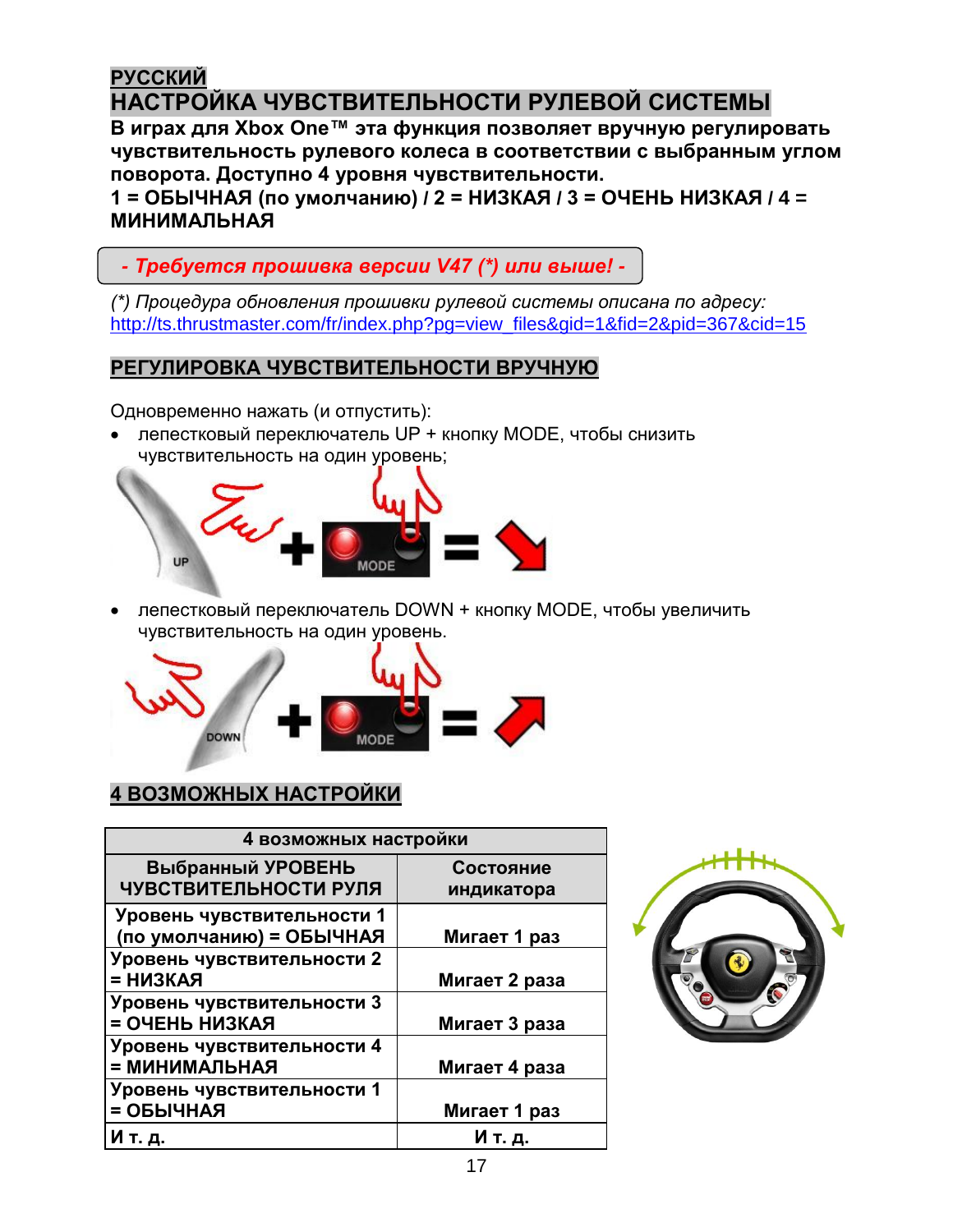## РУССКИЙ

## НАСТРОЙКА ЧУВСТВИТЕЛЬНОСТИ РУЛЕВОЙ СИСТЕМЫ

**В играх для Xbox One™ эта функция позволяет вручную регулировать чувствительность рулевого колеса в соответствии с выбранным углом поворота. Доступно 4 уровня чувствительности.**

**1 = ОБЫЧНАЯ (по умолчанию) / 2 = НИЗКАЯ / 3 = ОЧЕНЬ НИЗКАЯ / 4 = МИНИМАЛЬНАЯ**

***- Требуется прошивка версии V47 (*) или выше! -***

*(\*) Процедура обновления прошивки рулевой системы описана по адресу:*
http://ts.thrustmaster.com/fr/index.php?pg=view_files&gid=1&fid=2&pid=367&cid=15

### РЕГУЛИРОВКА ЧУВСТВИТЕЛЬНОСТИ ВРУЧНУЮ

Одновременно нажать (и отпустить):

- лепестковый переключатель UP + кнопку MODE, чтобы снизить чувствительность на один уровень;

- лепестковый переключатель DOWN + кнопку MODE, чтобы увеличить чувствительность на один уровень.

### 4 ВОЗМОЖНЫХ НАСТРОЙКИ

| 4 возможных настройки | |
|---|---|
| **Выбранный УРОВЕНЬ ЧУВСТВИТЕЛЬНОСТИ РУЛЯ** | **Состояние индикатора** |
| **Уровень чувствительности 1 (по умолчанию) = ОБЫЧНАЯ** | **Мигает 1 раз** |
| **Уровень чувствительности 2 = НИЗКАЯ** | **Мигает 2 раза** |
| **Уровень чувствительности 3 = ОЧЕНЬ НИЗКАЯ** | **Мигает 3 раза** |
| **Уровень чувствительности 4 = МИНИМАЛЬНАЯ** | **Мигает 4 раза** |
| **Уровень чувствительности 1 = ОБЫЧНАЯ** | **Мигает 1 раз** |
| **И т. д.** | **И т. д.** |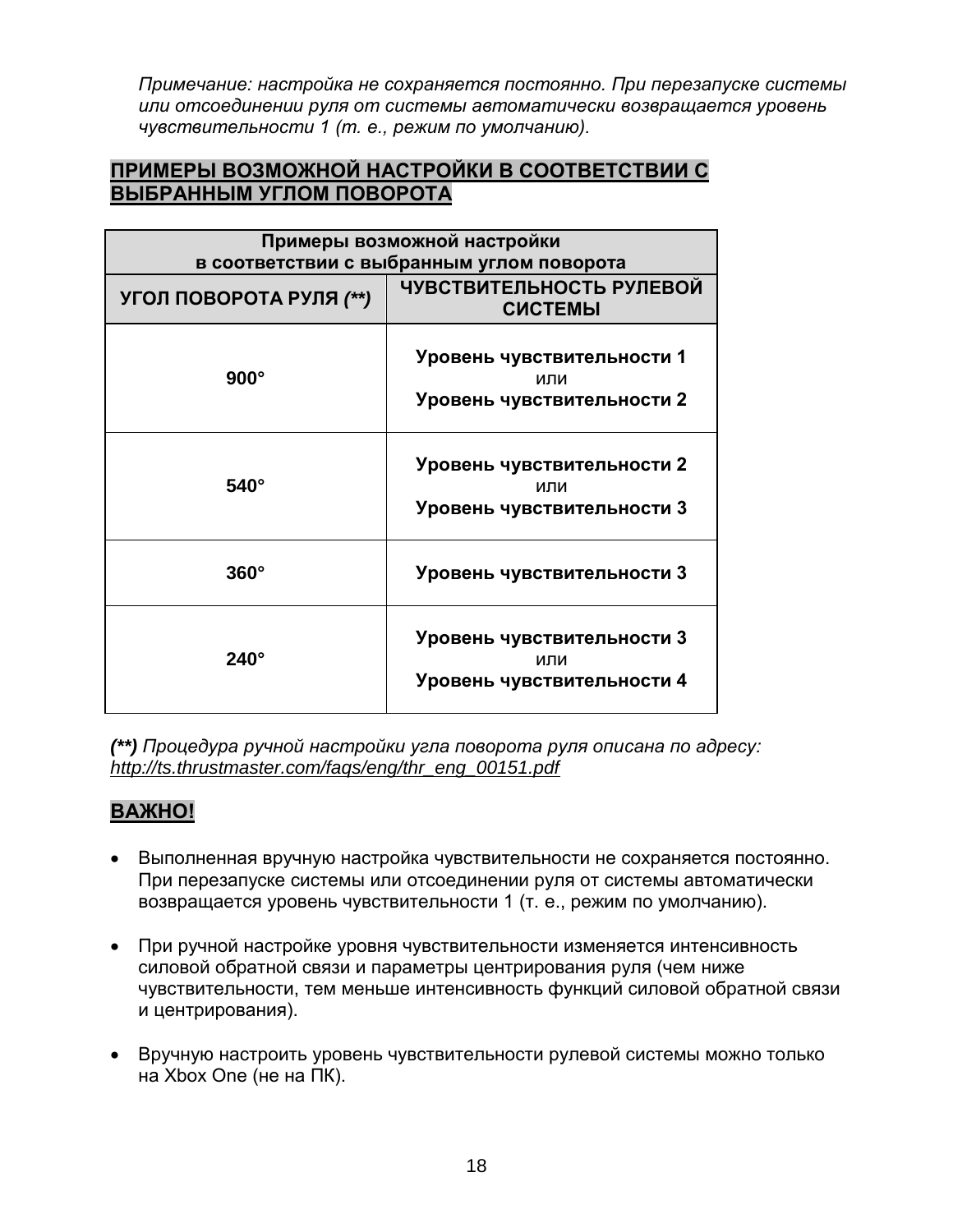*Примечание: настройка не сохраняется постоянно. При перезапуске системы или отсоединении руля от системы автоматически возвращается уровень чувствительности 1 (т. е., режим по умолчанию).*

## ПРИМЕРЫ ВОЗМОЖНОЙ НАСТРОЙКИ В СООТВЕТСТВИИ С ВЫБРАННЫМ УГЛОМ ПОВОРОТА

| Примеры возможной настройки в соответствии с выбранным углом поворота | |
|---|---|
| **УГОЛ ПОВОРОТА РУЛЯ *(**)*** | **ЧУВСТВИТЕЛЬНОСТЬ РУЛЕВОЙ СИСТЕМЫ** |
| **900°** | **Уровень чувствительности 1** или **Уровень чувствительности 2** |
| **540°** | **Уровень чувствительности 2** или **Уровень чувствительности 3** |
| **360°** | **Уровень чувствительности 3** |
| **240°** | **Уровень чувствительности 3** или **Уровень чувствительности 4** |

***(**)*** *Процедура ручной настройки угла поворота руля описана по адресу: http://ts.thrustmaster.com/faqs/eng/thr_eng_00151.pdf*

## ВАЖНО!

- Выполненная вручную настройка чувствительности не сохраняется постоянно. При перезапуске системы или отсоединении руля от системы автоматически возвращается уровень чувствительности 1 (т. е., режим по умолчанию).
- При ручной настройке уровня чувствительности изменяется интенсивность силовой обратной связи и параметры центрирования руля (чем ниже чувствительности, тем меньше интенсивность функций силовой обратной связи и центрирования).
- Вручную настроить уровень чувствительности рулевой системы можно только на Xbox One (не на ПК).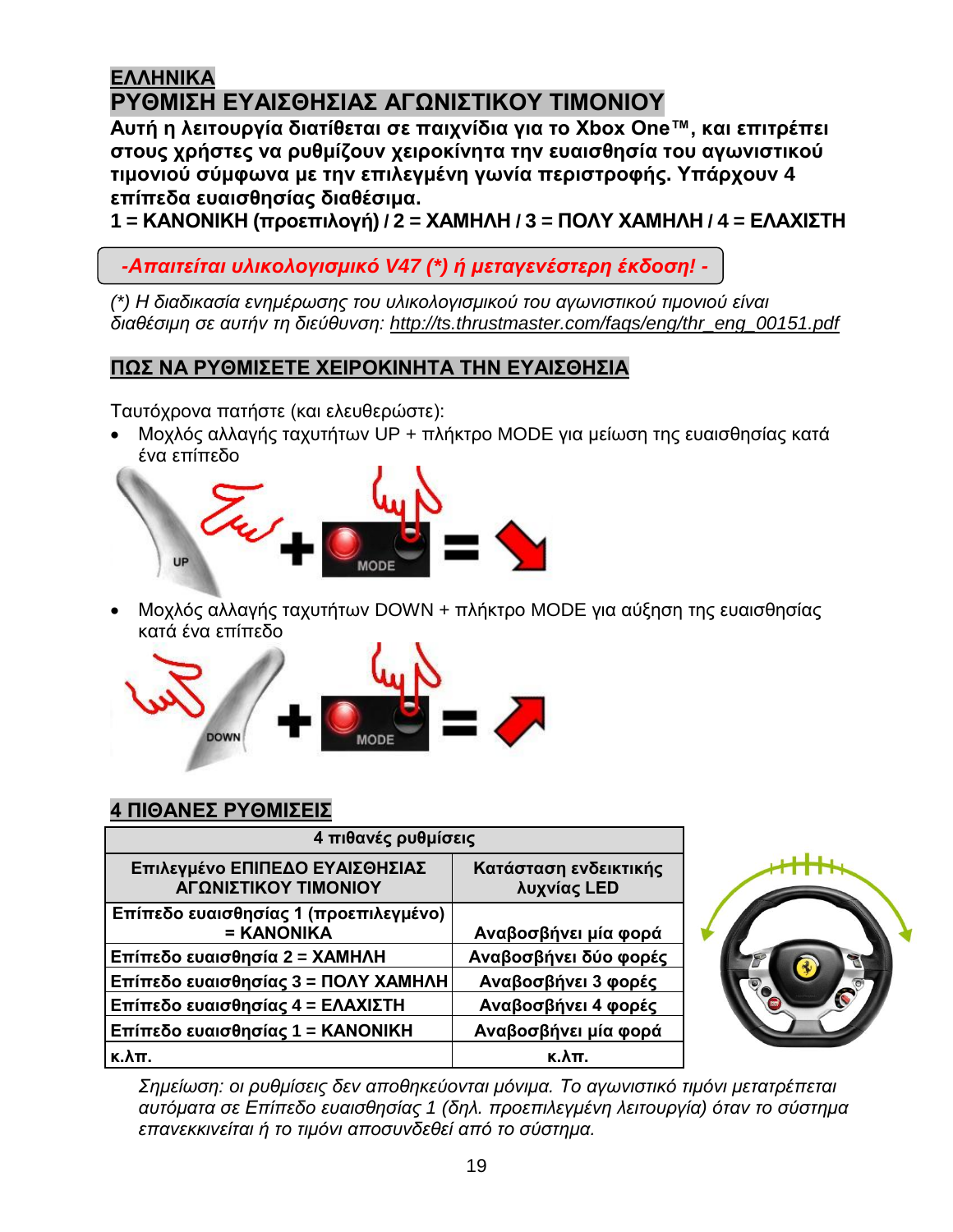# ΕΛΛΗΝΙΚΑ

## ΡΥΘΜΙΣΗ ΕΥΑΙΣΘΗΣΙΑΣ ΑΓΩΝΙΣΤΙΚΟΥ ΤΙΜΟΝΙΟΥ

**Αυτή η λειτουργία διατίθεται σε παιχνίδια για το Xbox One™, και επιτρέπει στους χρήστες να ρυθμίζουν χειροκίνητα την ευαισθησία του αγωνιστικού τιμονιού σύμφωνα με την επιλεγμένη γωνία περιστροφής. Υπάρχουν 4 επίπεδα ευαισθησίας διαθέσιμα.**

**1 = ΚΑΝΟΝΙΚΗ (προεπιλογή) / 2 = ΧΑΜΗΛΗ / 3 = ΠΟΛΥ ΧΑΜΗΛΗ / 4 = ΕΛΑΧΙΣΤΗ**

***-Απαιτείται υλικολογισμικό V47 (*) ή μεταγενέστερη έκδοση! -***

*(*) Η διαδικασία ενημέρωσης του υλικολογισμικού του αγωνιστικού τιμονιού είναι διαθέσιμη σε αυτήν τη διεύθυνση: http://ts.thrustmaster.com/faqs/eng/thr_eng_00151.pdf*

## ΠΩΣ ΝΑ ΡΥΘΜΙΣΕΤΕ ΧΕΙΡΟΚΙΝΗΤΑ ΤΗΝ ΕΥΑΙΣΘΗΣΙΑ

Ταυτόχρονα πατήστε (και ελευθερώστε):

- Μοχλός αλλαγής ταχυτήτων UP + πλήκτρο MODE για μείωση της ευαισθησίας κατά ένα επίπεδο
- Μοχλός αλλαγής ταχυτήτων DOWN + πλήκτρο MODE για αύξηση της ευαισθησίας κατά ένα επίπεδο

## 4 ΠΙΘΑΝΕΣ ΡΥΘΜΙΣΕΙΣ

| 4 πιθανές ρυθμίσεις | |
|---|---|
| **Επιλεγμένο ΕΠΙΠΕΔΟ ΕΥΑΙΣΘΗΣΙΑΣ ΑΓΩΝΙΣΤΙΚΟΥ ΤΙΜΟΝΙΟΥ** | **Κατάσταση ενδεικτικής λυχνίας LED** |
| **Επίπεδο ευαισθησίας 1 (προεπιλεγμένο) = ΚΑΝΟΝΙΚΑ** | **Αναβοσβήνει μία φορά** |
| **Επίπεδο ευαισθησία 2 = ΧΑΜΗΛΗ** | **Αναβοσβήνει δύο φορές** |
| **Επίπεδο ευαισθησίας 3 = ΠΟΛΥ ΧΑΜΗΛΗ** | **Αναβοσβήνει 3 φορές** |
| **Επίπεδο ευαισθησίας 4 = ΕΛΑΧΙΣΤΗ** | **Αναβοσβήνει 4 φορές** |
| **Επίπεδο ευαισθησίας 1 = ΚΑΝΟΝΙΚΗ** | **Αναβοσβήνει μία φορά** |
| **κ.λπ.** | **κ.λπ.** |

*Σημείωση: οι ρυθμίσεις δεν αποθηκεύονται μόνιμα. Το αγωνιστικό τιμόνι μετατρέπεται αυτόματα σε Επίπεδο ευαισθησίας 1 (δηλ. προεπιλεγμένη λειτουργία) όταν το σύστημα επανεκκινείται ή το τιμόνι αποσυνδεθεί από το σύστημα.*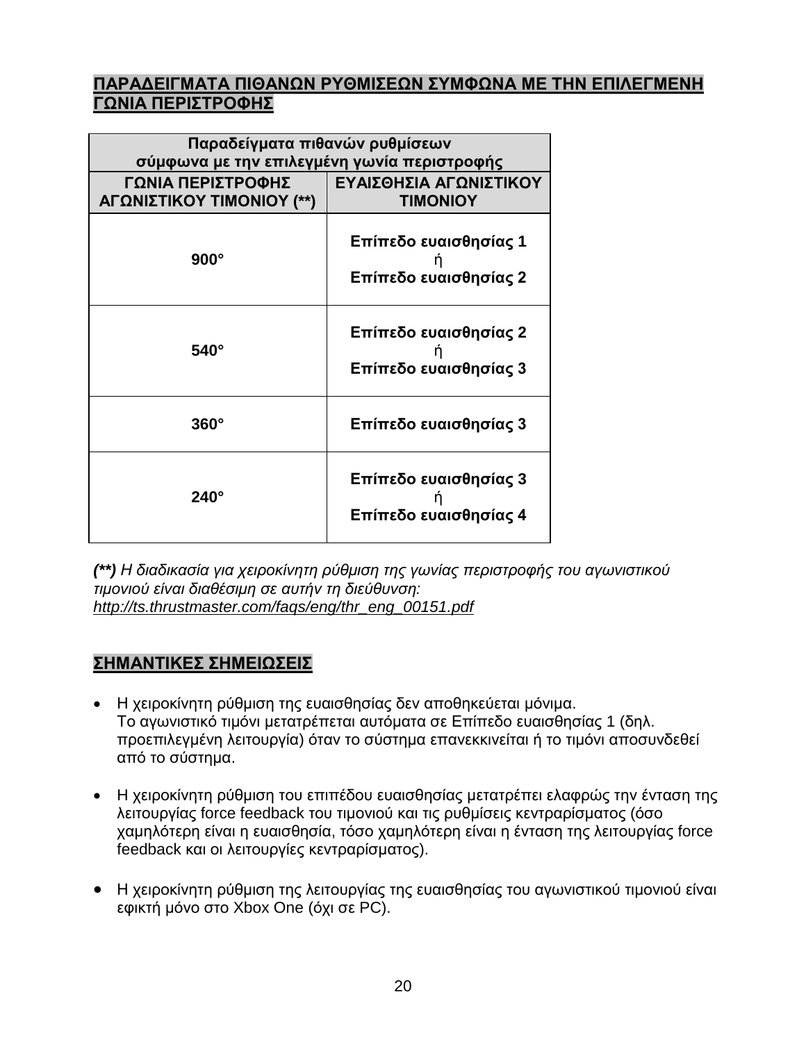## ΠΑΡΑΔΕΙΓΜΑΤΑ ΠΙΘΑΝΩΝ ΡΥΘΜΙΣΕΩΝ ΣΥΜΦΩΝΑ ΜΕ ΤΗΝ ΕΠΙΛΕΓΜΕΝΗ ΓΩΝΙΑ ΠΕΡΙΣΤΡΟΦΗΣ

| Παραδείγματα πιθανών ρυθμίσεων σύμφωνα με την επιλεγμένη γωνία περιστροφής | |
|---|---|
| **ΓΩΝΙΑ ΠΕΡΙΣΤΡΟΦΗΣ ΑΓΩΝΙΣΤΙΚΟΥ ΤΙΜΟΝΙΟΥ (\*\*)** | **ΕΥΑΙΣΘΗΣΙΑ ΑΓΩΝΙΣΤΙΚΟΥ ΤΙΜΟΝΙΟΥ** |
| **900°** | **Επίπεδο ευαισθησίας 1** ή **Επίπεδο ευαισθησίας 2** |
| **540°** | **Επίπεδο ευαισθησίας 2** ή **Επίπεδο ευαισθησίας 3** |
| **360°** | **Επίπεδο ευαισθησίας 3** |
| **240°** | **Επίπεδο ευαισθησίας 3** ή **Επίπεδο ευαισθησίας 4** |

***(\*\*)*** *Η διαδικασία για χειροκίνητη ρύθμιση της γωνίας περιστροφής του αγωνιστικού τιμονιού είναι διαθέσιμη σε αυτήν τη διεύθυνση:*
*http://ts.thrustmaster.com/faqs/eng/thr_eng_00151.pdf*

## ΣΗΜΑΝΤΙΚΕΣ ΣΗΜΕΙΩΣΕΙΣ

- Η χειροκίνητη ρύθμιση της ευαισθησίας δεν αποθηκεύεται μόνιμα.
  Το αγωνιστικό τιμόνι μετατρέπεται αυτόματα σε Επίπεδο ευαισθησίας 1 (δηλ. προεπιλεγμένη λειτουργία) όταν το σύστημα επανεκκινείται ή το τιμόνι αποσυνδεθεί από το σύστημα.

- Η χειροκίνητη ρύθμιση του επιπέδου ευαισθησίας μετατρέπει ελαφρώς την ένταση της λειτουργίας force feedback του τιμονιού και τις ρυθμίσεις κεντραρίσματος (όσο χαμηλότερη είναι η ευαισθησία, τόσο χαμηλότερη είναι η ένταση της λειτουργίας force feedback και οι λειτουργίες κεντραρίσματος).

- Η χειροκίνητη ρύθμιση της λειτουργίας της ευαισθησίας του αγωνιστικού τιμονιού είναι εφικτή μόνο στο Xbox One (όχι σε PC).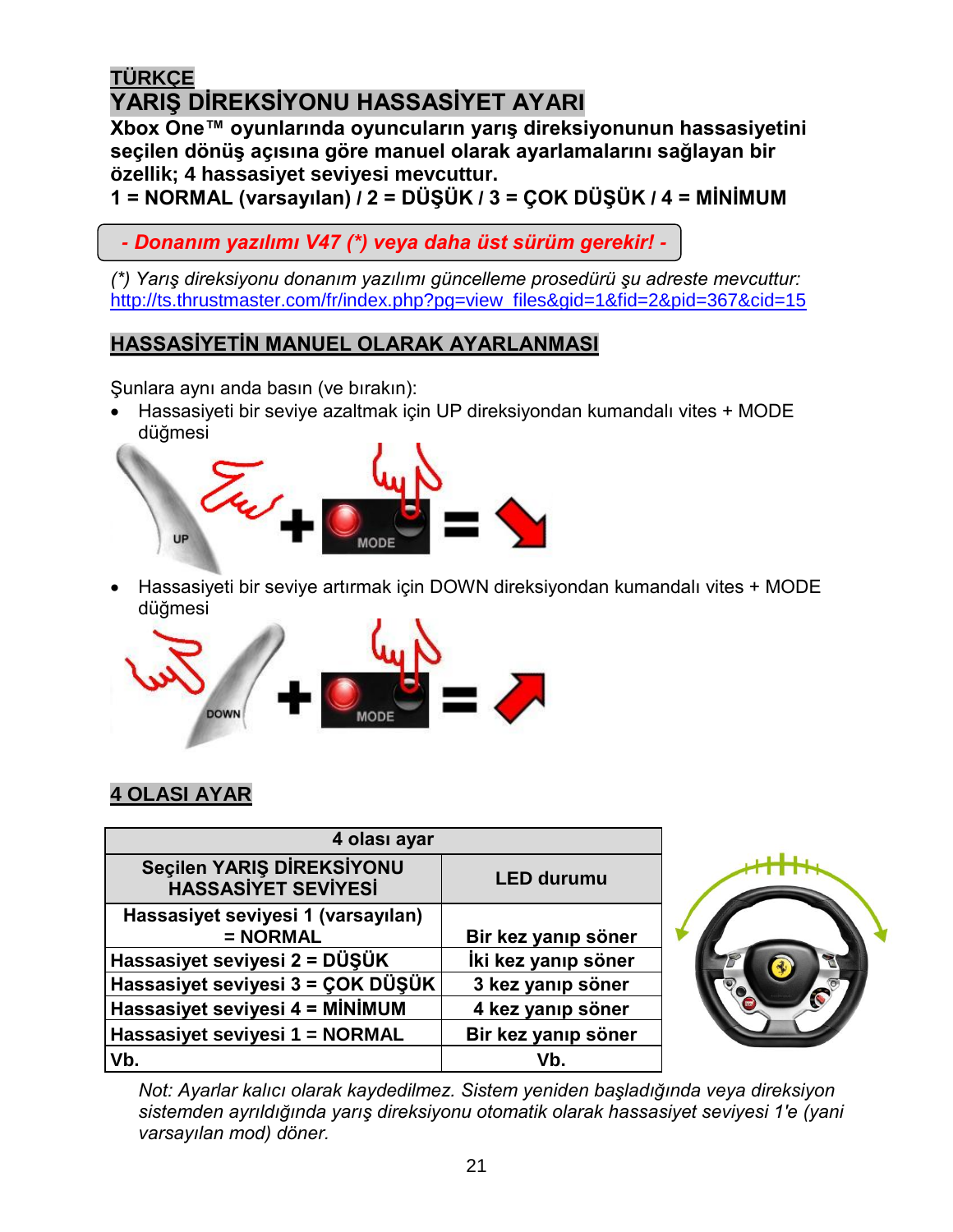## TÜRKÇE

# YARIŞ DİREKSİYONU HASSASİYET AYARI

**Xbox One™ oyunlarında oyuncuların yarış direksiyonunun hassasiyetini seçilen dönüş açısına göre manuel olarak ayarlamalarını sağlayan bir özellik; 4 hassasiyet seviyesi mevcuttur.**
**1 = NORMAL (varsayılan) / 2 = DÜŞÜK / 3 = ÇOK DÜŞÜK / 4 = MİNİMUM**

***- Donanım yazılımı V47 (*) veya daha üst sürüm gerekir! -***

*(*) Yarış direksiyonu donanım yazılımı güncelleme prosedürü şu adreste mevcuttur:*
http://ts.thrustmaster.com/fr/index.php?pg=view_files&gid=1&fid=2&pid=367&cid=15

## HASSASİYETİN MANUEL OLARAK AYARLANMASI

Şunlara aynı anda basın (ve bırakın):

- Hassasiyeti bir seviye azaltmak için UP direksiyondan kumandalı vites + MODE düğmesi

- Hassasiyeti bir seviye artırmak için DOWN direksiyondan kumandalı vites + MODE düğmesi

## 4 OLASI AYAR

| 4 olası ayar | |
|---|---|
| **Seçilen YARIŞ DİREKSİYONU HASSASİYET SEVİYESİ** | **LED durumu** |
| **Hassasiyet seviyesi 1 (varsayılan) = NORMAL** | **Bir kez yanıp söner** |
| **Hassasiyet seviyesi 2 = DÜŞÜK** | **İki kez yanıp söner** |
| **Hassasiyet seviyesi 3 = ÇOK DÜŞÜK** | **3 kez yanıp söner** |
| **Hassasiyet seviyesi 4 = MİNİMUM** | **4 kez yanıp söner** |
| **Hassasiyet seviyesi 1 = NORMAL** | **Bir kez yanıp söner** |
| **Vb.** | **Vb.** |

*Not: Ayarlar kalıcı olarak kaydedilmez. Sistem yeniden başladığında veya direksiyon sistemden ayrıldığında yarış direksiyonu otomatik olarak hassasiyet seviyesi 1'e (yani varsayılan mod) döner.*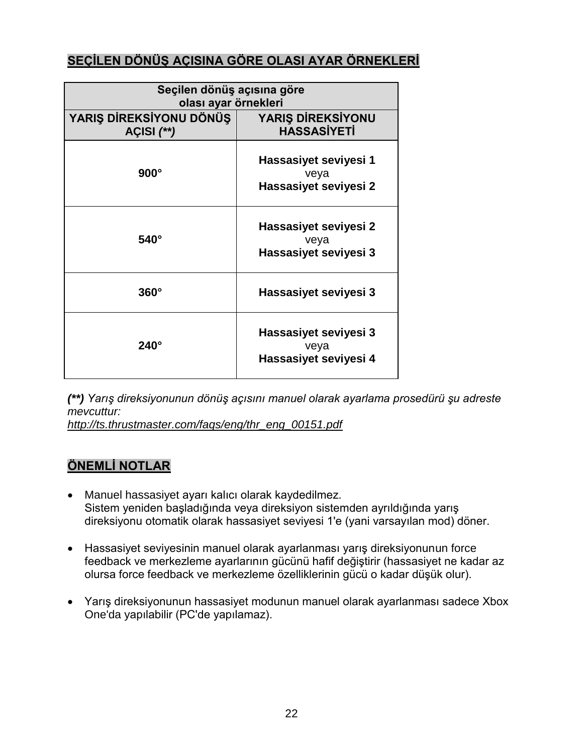## SEÇİLEN DÖNÜŞ AÇISINA GÖRE OLASI AYAR ÖRNEKLERİ

| Seçilen dönüş açısına göre olası ayar örnekleri | |
|---|---|
| **YARIŞ DİREKSİYONU DÖNÜŞ AÇISI *(\*\*)*** | **YARIŞ DİREKSİYONU HASSASİYETİ** |
| **900°** | **Hassasiyet seviyesi 1** veya **Hassasiyet seviyesi 2** |
| **540°** | **Hassasiyet seviyesi 2** veya **Hassasiyet seviyesi 3** |
| **360°** | **Hassasiyet seviyesi 3** |
| **240°** | **Hassasiyet seviyesi 3** veya **Hassasiyet seviyesi 4** |

***(\*\*)*** *Yarış direksiyonunun dönüş açısını manuel olarak ayarlama prosedürü şu adreste mevcuttur:*
*http://ts.thrustmaster.com/faqs/eng/thr_eng_00151.pdf*

## ÖNEMLİ NOTLAR

- Manuel hassasiyet ayarı kalıcı olarak kaydedilmez.
  Sistem yeniden başladığında veya direksiyon sistemden ayrıldığında yarış direksiyonu otomatik olarak hassasiyet seviyesi 1'e (yani varsayılan mod) döner.
- Hassasiyet seviyesinin manuel olarak ayarlanması yarış direksiyonunun force feedback ve merkezleme ayarlarının gücünü hafif değiştirir (hassasiyet ne kadar az olursa force feedback ve merkezleme özelliklerinin gücü o kadar düşük olur).
- Yarış direksiyonunun hassasiyet modunun manuel olarak ayarlanması sadece Xbox One'da yapılabilir (PC'de yapılamaz).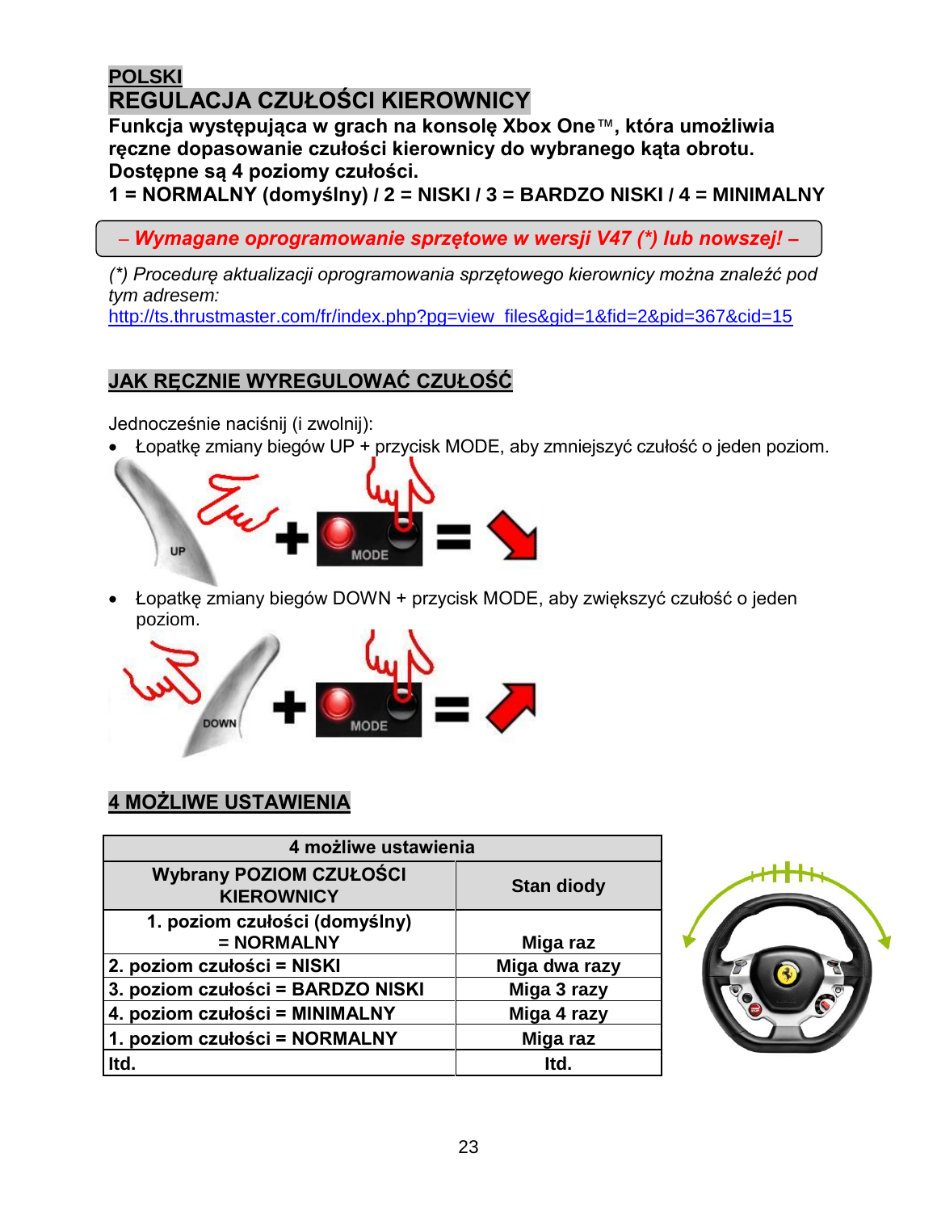## POLSKI

## REGULACJA CZUŁOŚCI KIEROWNICY

**Funkcja występująca w grach na konsolę Xbox One™, która umożliwia ręczne dopasowanie czułości kierownicy do wybranego kąta obrotu.**
**Dostępne są 4 poziomy czułości.**
**1 = NORMALNY (domyślny) / 2 = NISKI / 3 = BARDZO NISKI / 4 = MINIMALNY**

***– Wymagane oprogramowanie sprzętowe w wersji V47 (\*) lub nowszej! –***

*(\*) Procedurę aktualizacji oprogramowania sprzętowego kierownicy można znaleźć pod tym adresem:*
http://ts.thrustmaster.com/fr/index.php?pg=view_files&gid=1&fid=2&pid=367&cid=15

### JAK RĘCZNIE WYREGULOWAĆ CZUŁOŚĆ

Jednocześnie naciśnij (i zwolnij):

- Łopatkę zmiany biegów UP + przycisk MODE, aby zmniejszyć czułość o jeden poziom.
- Łopatkę zmiany biegów DOWN + przycisk MODE, aby zwiększyć czułość o jeden poziom.

### 4 MOŻLIWE USTAWIENIA

| 4 możliwe ustawienia | |
|---|---|
| **Wybrany POZIOM CZUŁOŚCI KIEROWNICY** | **Stan diody** |
| **1. poziom czułości (domyślny) = NORMALNY** | **Miga raz** |
| **2. poziom czułości = NISKI** | **Miga dwa razy** |
| **3. poziom czułości = BARDZO NISKI** | **Miga 3 razy** |
| **4. poziom czułości = MINIMALNY** | **Miga 4 razy** |
| **1. poziom czułości = NORMALNY** | **Miga raz** |
| **Itd.** | **Itd.** |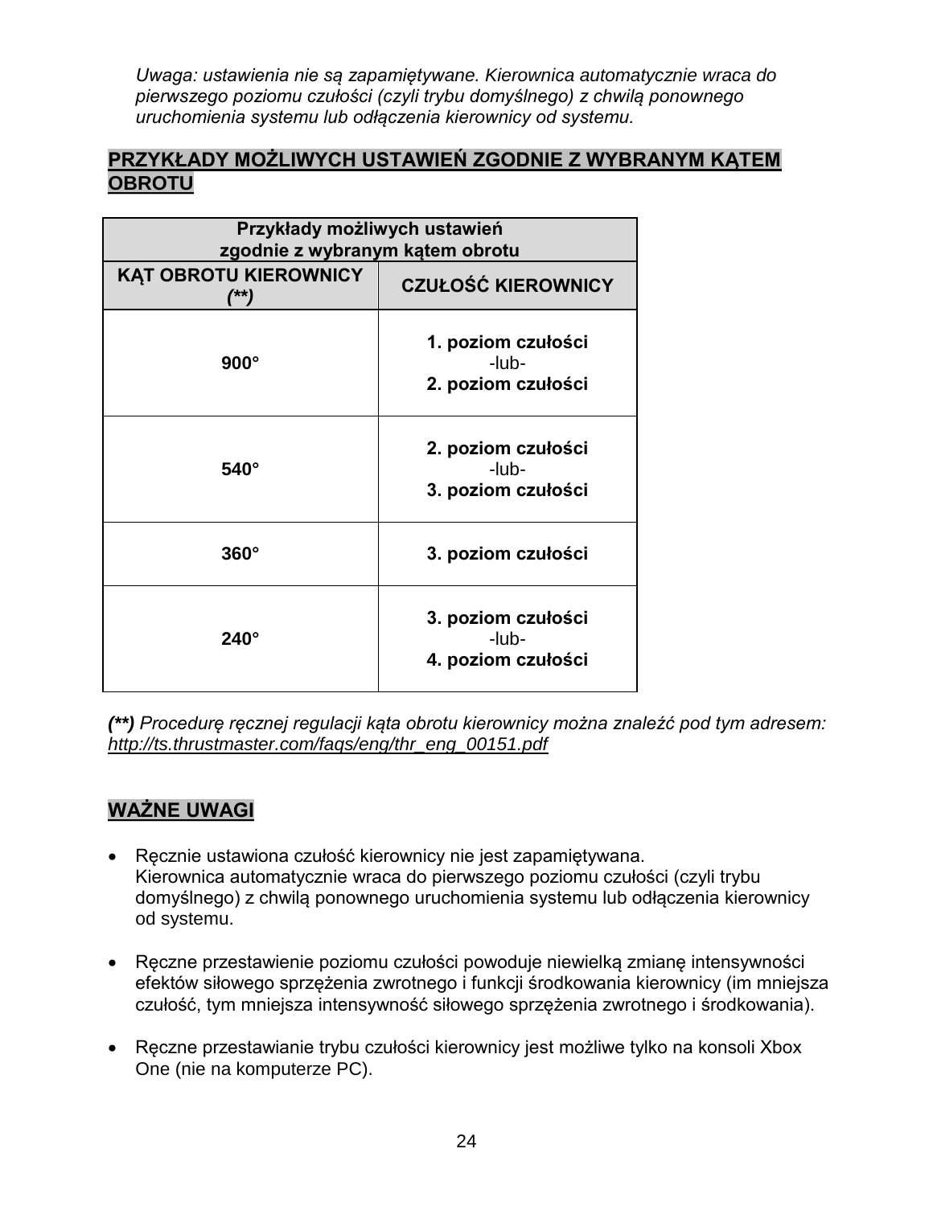*Uwaga: ustawienia nie są zapamiętywane. Kierownica automatycznie wraca do pierwszego poziomu czułości (czyli trybu domyślnego) z chwilą ponownego uruchomienia systemu lub odłączenia kierownicy od systemu.*

## PRZYKŁADY MOŻLIWYCH USTAWIEŃ ZGODNIE Z WYBRANYM KĄTEM OBROTU

| **Przykłady możliwych ustawień zgodnie z wybranym kątem obrotu** | |
|---|---|
| **KĄT OBROTU KIEROWNICY *(\*\*)*** | **CZUŁOŚĆ KIEROWNICY** |
| **900°** | **1. poziom czułości** -lub- **2. poziom czułości** |
| **540°** | **2. poziom czułości** -lub- **3. poziom czułości** |
| **360°** | **3. poziom czułości** |
| **240°** | **3. poziom czułości** -lub- **4. poziom czułości** |

***(\*\*)*** *Procedurę ręcznej regulacji kąta obrotu kierownicy można znaleźć pod tym adresem:* *http://ts.thrustmaster.com/faqs/eng/thr_eng_00151.pdf*

## WAŻNE UWAGI

- Ręcznie ustawiona czułość kierownicy nie jest zapamiętywana. Kierownica automatycznie wraca do pierwszego poziomu czułości (czyli trybu domyślnego) z chwilą ponownego uruchomienia systemu lub odłączenia kierownicy od systemu.
- Ręczne przestawienie poziomu czułości powoduje niewielką zmianę intensywności efektów siłowego sprzężenia zwrotnego i funkcji środkowania kierownicy (im mniejsza czułość, tym mniejsza intensywność siłowego sprzężenia zwrotnego i środkowania).
- Ręczne przestawianie trybu czułości kierownicy jest możliwe tylko na konsoli Xbox One (nie na komputerze PC).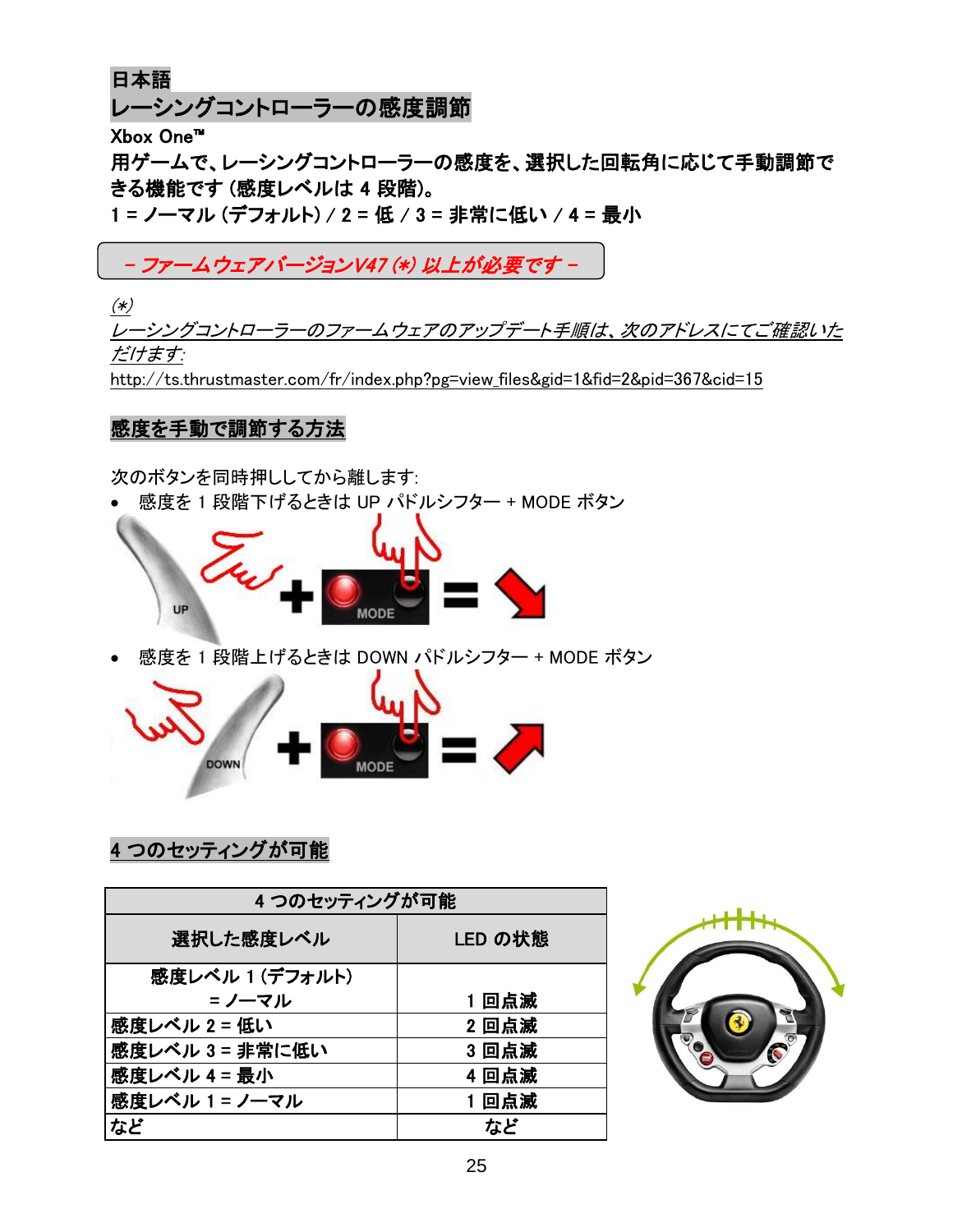# 日本語

## レーシングコントローラーの感度調節

**Xbox One™**

**用ゲームで、レーシングコントローラーの感度を、選択した回転角に応じて手動調節できる機能です (感度レベルは 4 段階)。**

**1 = ノーマル (デフォルト) / 2 = 低 / 3 = 非常に低い / 4 = 最小**

*– ファームウェアバージョンV47 (*) 以上が必要です –*

*(*)*

*レーシングコントローラーのファームウェアのアップデート手順は、次のアドレスにてご確認いただけます:*

http://ts.thrustmaster.com/fr/index.php?pg=view_files&gid=1&fid=2&pid=367&cid=15

## 感度を手動で調節する方法

次のボタンを同時押ししてから離します:

- 感度を 1 段階下げるときは UP パドルシフター + MODE ボタン
- 感度を 1 段階上げるときは DOWN パドルシフター + MODE ボタン

## 4 つのセッティングが可能

| 4 つのセッティングが可能 | |
|---|---|
| **選択した感度レベル** | **LED の状態** |
| 感度レベル 1 (デフォルト) = ノーマル | 1 回点滅 |
| 感度レベル 2 = 低い | 2 回点滅 |
| 感度レベル 3 = 非常に低い | 3 回点滅 |
| 感度レベル 4 = 最小 | 4 回点滅 |
| 感度レベル 1 = ノーマル | 1 回点滅 |
| など | など |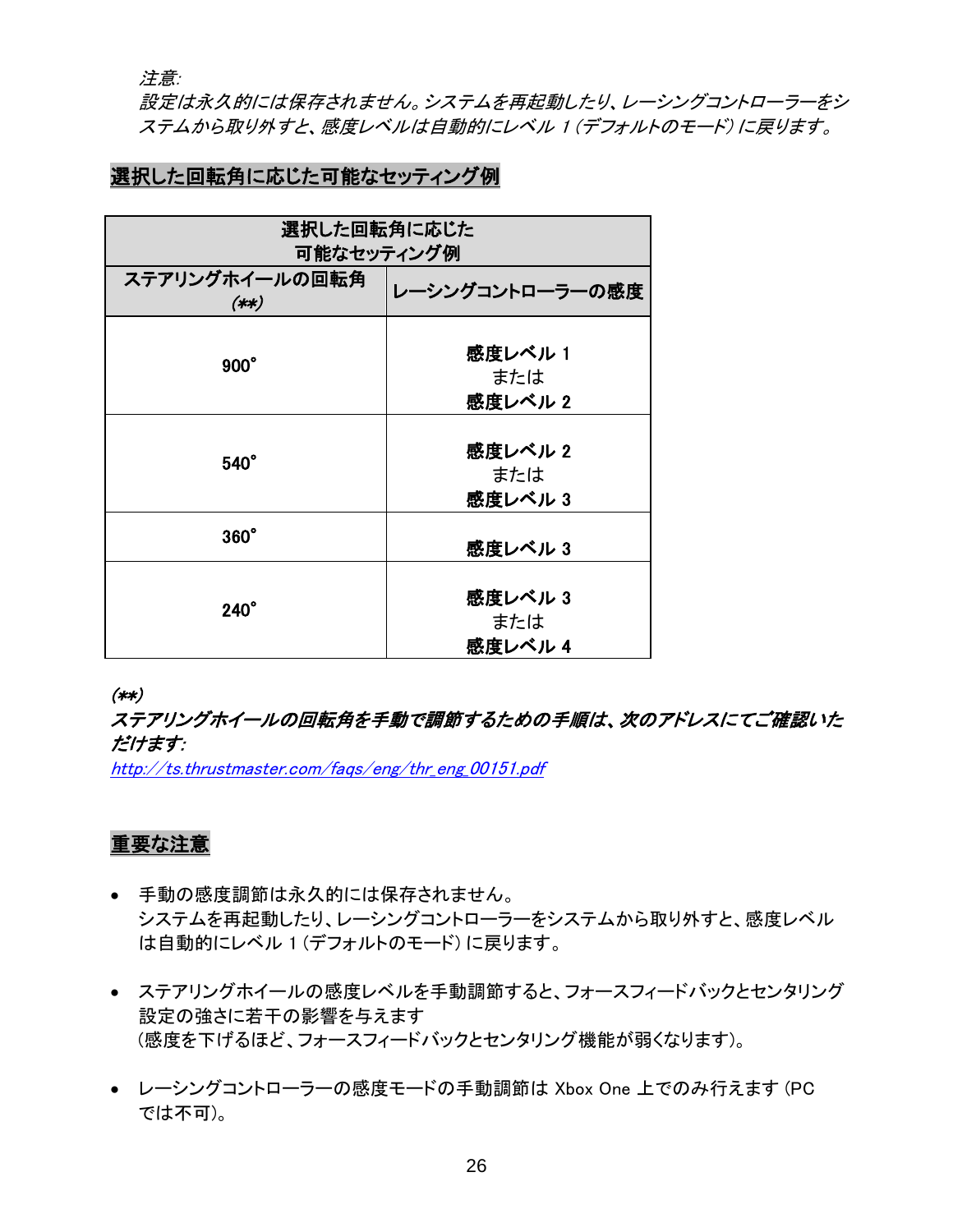*注意:*
*設定は永久的には保存されません。システムを再起動したり、レーシングコントローラーをシステムから取り外すと、感度レベルは自動的にレベル 1 (デフォルトのモード) に戻ります。*

## 選択した回転角に応じた可能なセッティング例

| 選択した回転角に応じた可能なセッティング例 | |
|---|---|
| **ステアリングホイールの回転角 *(\*\*)*** | **レーシングコントローラーの感度** |
| **900°** | **感度レベル 1**<br>または<br>**感度レベル 2** |
| **540°** | **感度レベル 2**<br>または<br>**感度レベル 3** |
| **360°** | **感度レベル 3** |
| **240°** | **感度レベル 3**<br>または<br>**感度レベル 4** |

***(\*\*)***
***ステアリングホイールの回転角を手動で調節するための手順は、次のアドレスにてご確認いただけます:***
*http://ts.thrustmaster.com/faqs/eng/thr_eng_00151.pdf*

## 重要な注意

- 手動の感度調節は永久的には保存されません。
  システムを再起動したり、レーシングコントローラーをシステムから取り外すと、感度レベルは自動的にレベル 1 (デフォルトのモード) に戻ります。

- ステアリングホイールの感度レベルを手動調節すると、フォースフィードバックとセンタリング設定の強さに若干の影響を与えます
  (感度を下げるほど、フォースフィードバックとセンタリング機能が弱くなります)。

- レーシングコントローラーの感度モードの手動調節は Xbox One 上でのみ行えます (PC では不可)。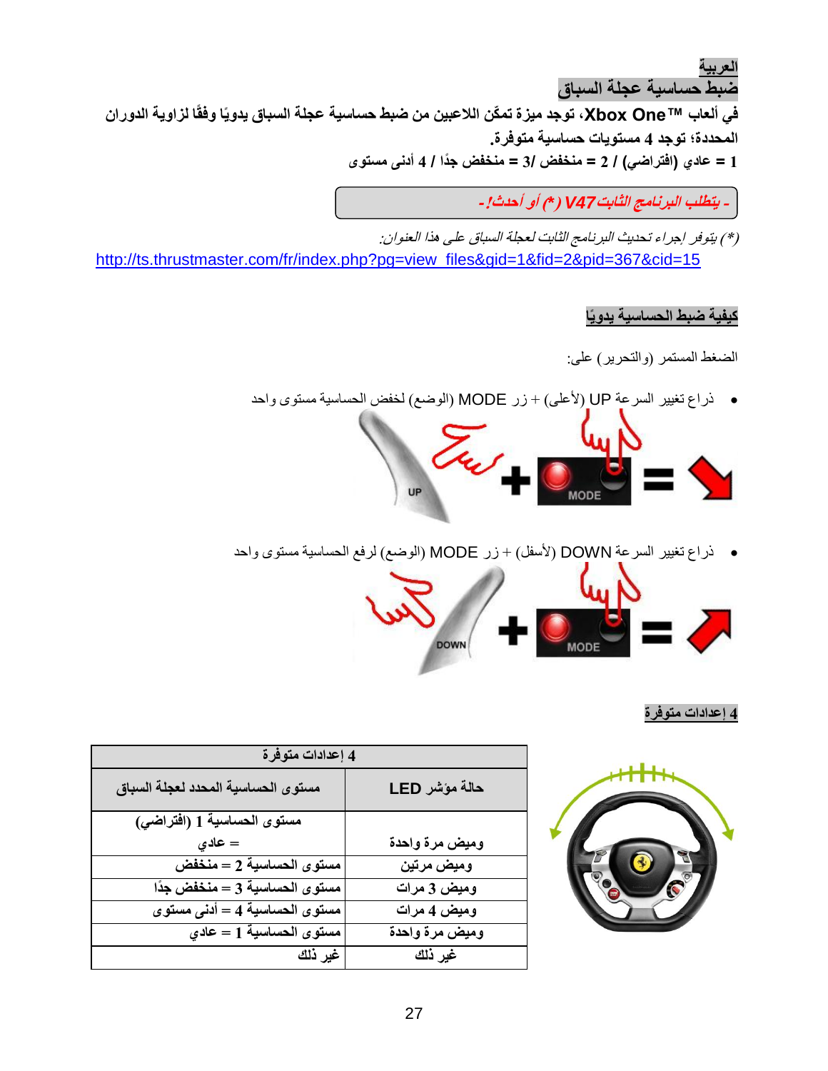**العربية**

## ضبط حساسية عجلة السباق

**في ألعاب Xbox One™، توجد ميزة تمكّن اللاعبين من ضبط حساسية عجلة السباق يدويًا وفقًا لزاوية الدوران المحددة؛ توجد 4 مستويات حساسية متوفرة.**

**1 = عادي (افتراضي) / 2 = منخفض /3 = منخفض جدًا / 4 أدنى مستوى**

***- يتطلب البرنامج الثابت V47 (*) أو أحدث! -***

*(*) يتوفر إجراء تحديث البرنامج الثابت لعجلة السباق على هذا العنوان:*
http://ts.thrustmaster.com/fr/index.php?pg=view_files&gid=1&fid=2&pid=367&cid=15

## كيفية ضبط الحساسية يدويًا

الضغط المستمر (والتحرير) على:

- ذراع تغيير السرعة UP (لأعلى) + زر MODE (الوضع) لخفض الحساسية مستوى واحد
- ذراع تغيير السرعة DOWN (لأسفل) + زر MODE (الوضع) لرفع الحساسية مستوى واحد

## 4 إعدادات متوفرة

| 4 إعدادات متوفرة | |
|---|---|
| **مستوى الحساسية المحدد لعجلة السباق** | **حالة مؤشر LED** |
| مستوى الحساسية 1 (افتراضي) = عادي | وميض مرة واحدة |
| مستوى الحساسية 2 = منخفض | وميض مرتين |
| مستوى الحساسية 3 = منخفض جدًا | وميض 3 مرات |
| مستوى الحساسية 4 = أدنى مستوى | وميض 4 مرات |
| مستوى الحساسية 1 = عادي | وميض مرة واحدة |
| غير ذلك | غير ذلك |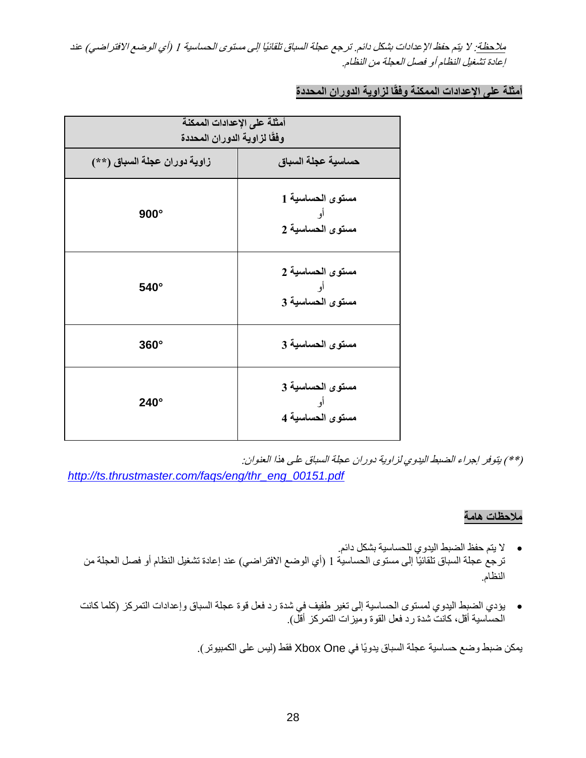*ملاحظة: لا يتم حفظ الإعدادات بشكل دائم. ترجع عجلة السباق تلقائيًا إلى مستوى الحساسية 1 (أي الوضع الافتراضي) عند إعادة تشغيل النظام أو فصل العجلة من النظام.*

## أمثلة على الإعدادات الممكنة وفقًا لزاوية الدوران المحددة

| أمثلة على الإعدادات الممكنة وفقًا لزاوية الدوران المحددة | |
|---|---|
| **حساسية عجلة السباق** | **زاوية دوران عجلة السباق (**)** |
| **مستوى الحساسية 1** أو **مستوى الحساسية 2** | **900°** |
| **مستوى الحساسية 2** أو **مستوى الحساسية 3** | **540°** |
| **مستوى الحساسية 3** | **360°** |
| **مستوى الحساسية 3** أو **مستوى الحساسية 4** | **240°** |

*(**) يتوفر إجراء الضبط اليدوي لزاوية دوران عجلة السباق على هذا العنوان:*
*http://ts.thrustmaster.com/faqs/eng/thr_eng_00151.pdf*

## ملاحظات هامة

- لا يتم حفظ الضبط اليدوي للحساسية بشكل دائم.
ترجع عجلة السباق تلقائيًا إلى مستوى الحساسية 1 (أي الوضع الافتراضي) عند إعادة تشغيل النظام أو فصل العجلة من النظام.

- يؤدي الضبط اليدوي لمستوى الحساسية إلى تغير طفيف في شدة رد فعل قوة عجلة السباق وإعدادات التمركز (كلما كانت الحساسية أقل، كانت شدة رد فعل القوة وميزات التمركز أقل).

يمكن ضبط وضع حساسية عجلة السباق يدويًا في Xbox One فقط (ليس على الكمبيوتر).